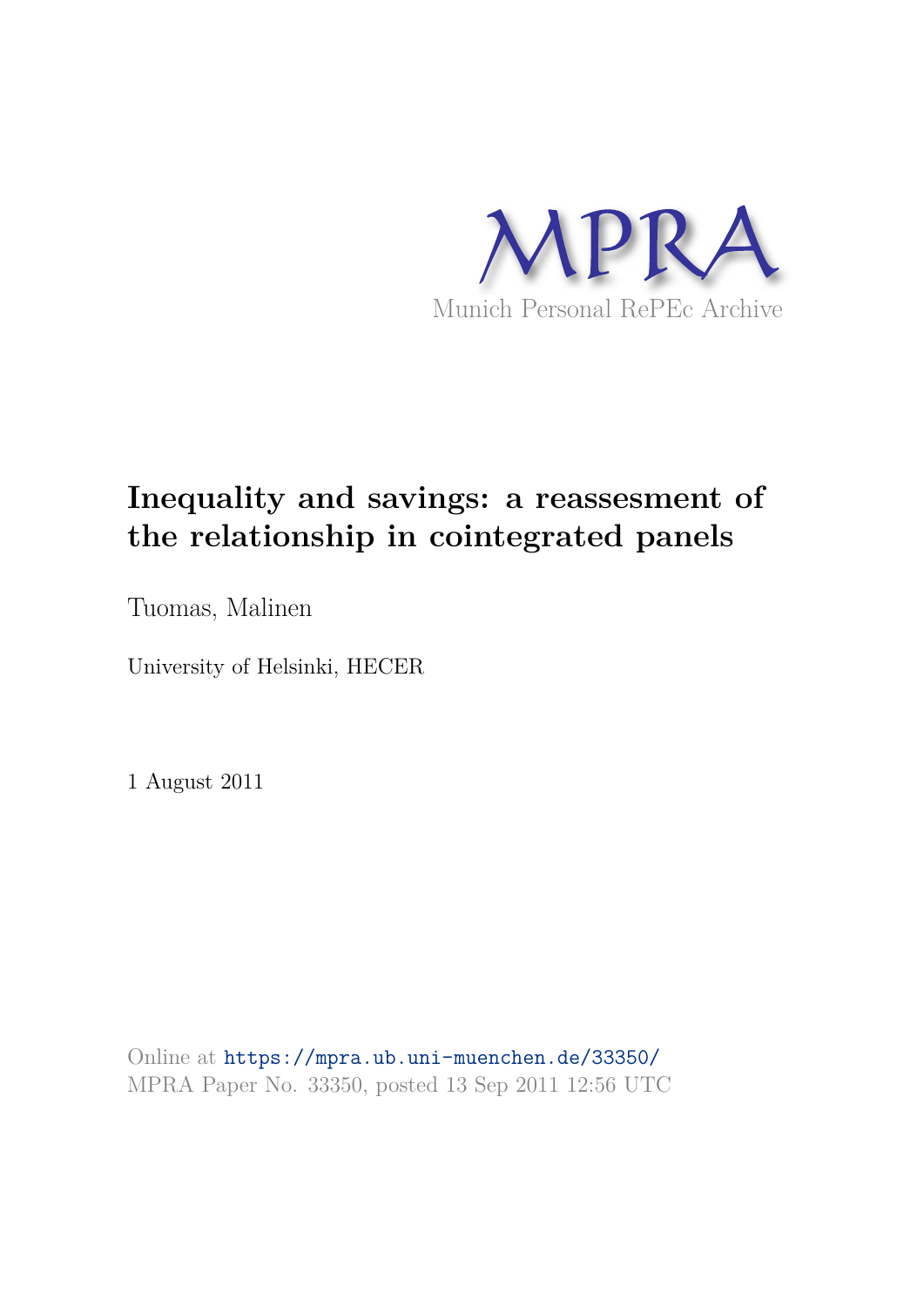MPRA

Munich Personal RePEc Archive

# Inequality and savings: a reassesment of the relationship in cointegrated panels

Tuomas, Malinen

University of Helsinki, HECER

1 August 2011

Online at https://mpra.ub.uni-muenchen.de/33350/
MPRA Paper No. 33350, posted 13 Sep 2011 12:56 UTC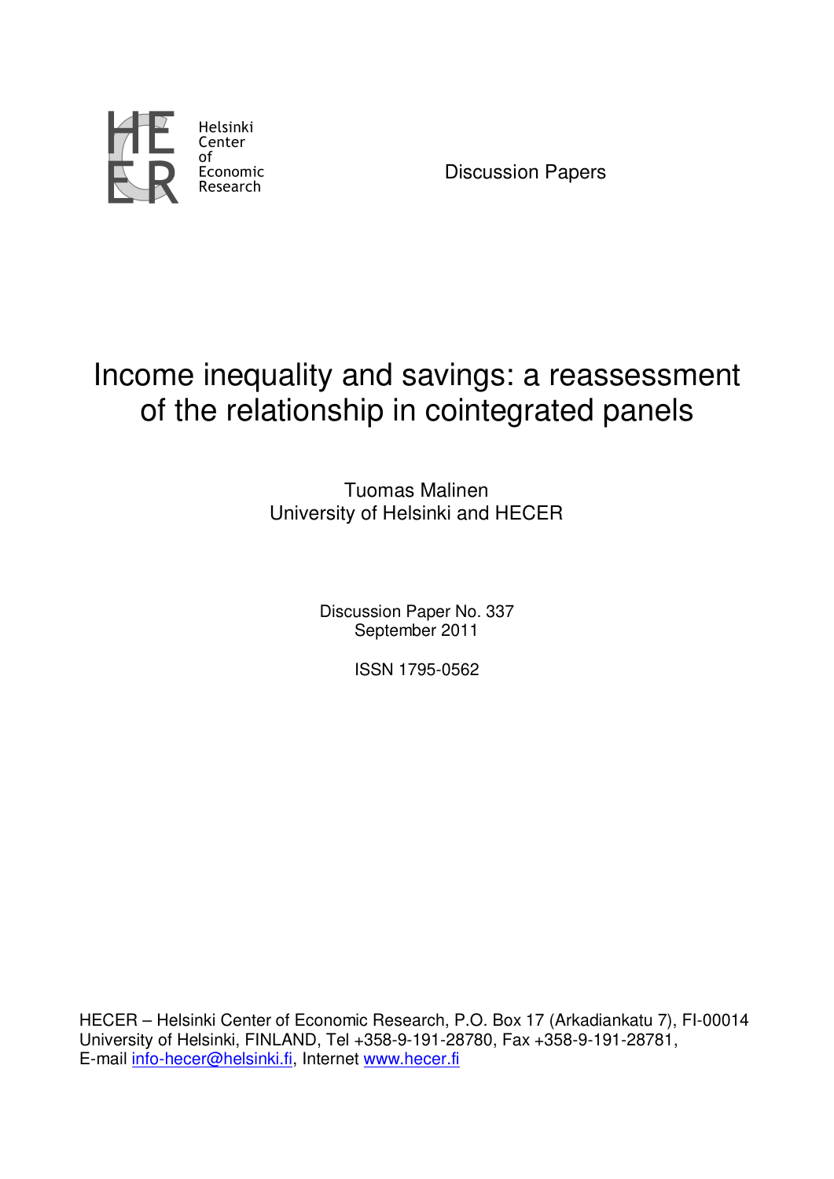Helsinki Center of Economic Research

Discussion Papers

# Income inequality and savings: a reassessment of the relationship in cointegrated panels

Tuomas Malinen
University of Helsinki and HECER

Discussion Paper No. 337
September 2011

ISSN 1795-0562

HECER – Helsinki Center of Economic Research, P.O. Box 17 (Arkadiankatu 7), FI-00014 University of Helsinki, FINLAND, Tel +358-9-191-28780, Fax +358-9-191-28781,
E-mail info-hecer@helsinki.fi, Internet www.hecer.fi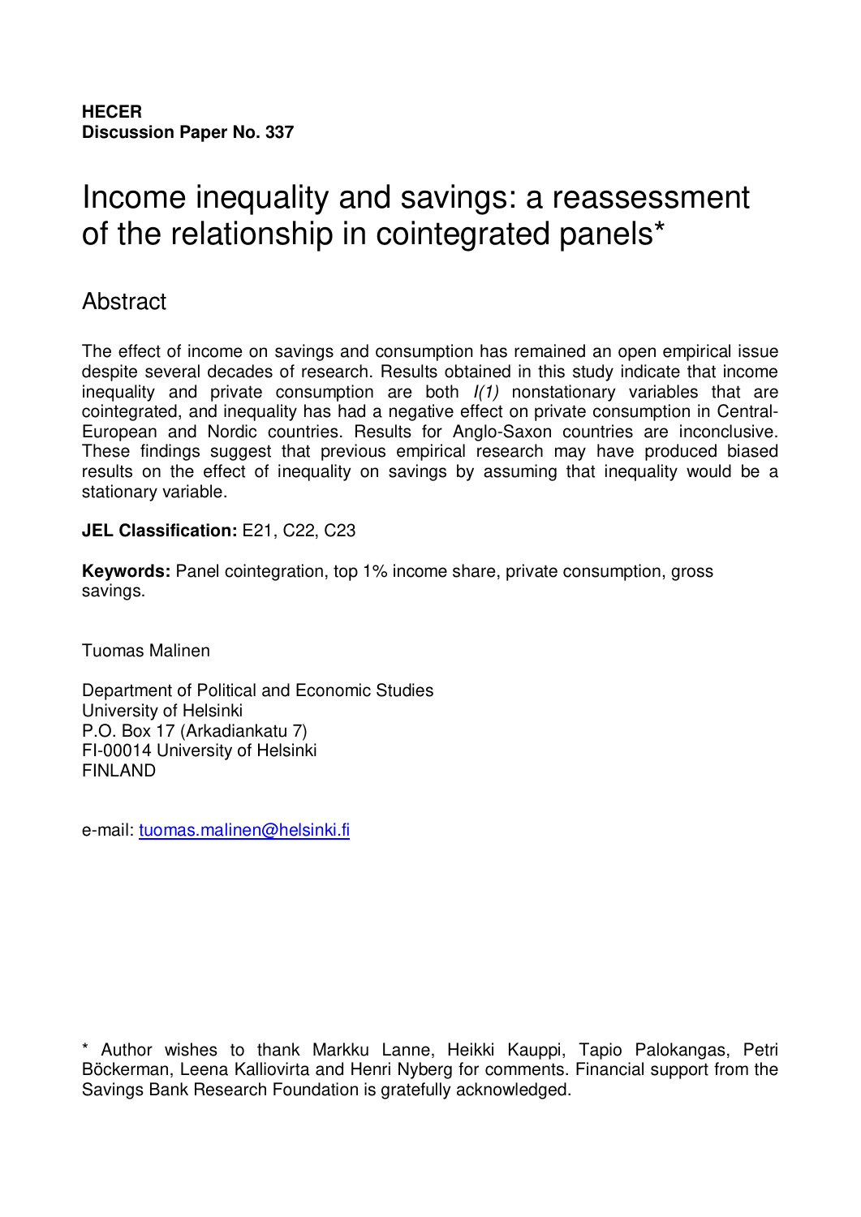**HECER**
**Discussion Paper No. 337**

# Income inequality and savings: a reassessment of the relationship in cointegrated panels*

## Abstract

The effect of income on savings and consumption has remained an open empirical issue despite several decades of research. Results obtained in this study indicate that income inequality and private consumption are both *I(1)* nonstationary variables that are cointegrated, and inequality has had a negative effect on private consumption in Central-European and Nordic countries. Results for Anglo-Saxon countries are inconclusive. These findings suggest that previous empirical research may have produced biased results on the effect of inequality on savings by assuming that inequality would be a stationary variable.

**JEL Classification:** E21, C22, C23

**Keywords:** Panel cointegration, top 1% income share, private consumption, gross savings.

Tuomas Malinen

Department of Political and Economic Studies
University of Helsinki
P.O. Box 17 (Arkadiankatu 7)
FI-00014 University of Helsinki
FINLAND

e-mail: tuomas.malinen@helsinki.fi

\* Author wishes to thank Markku Lanne, Heikki Kauppi, Tapio Palokangas, Petri Böckerman, Leena Kalliovirta and Henri Nyberg for comments. Financial support from the Savings Bank Research Foundation is gratefully acknowledged.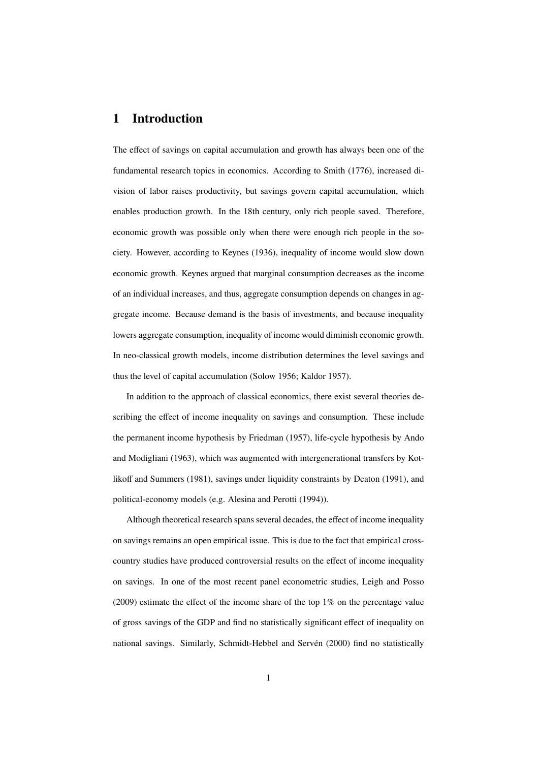# 1 Introduction

The effect of savings on capital accumulation and growth has always been one of the fundamental research topics in economics. According to Smith (1776), increased division of labor raises productivity, but savings govern capital accumulation, which enables production growth. In the 18th century, only rich people saved. Therefore, economic growth was possible only when there were enough rich people in the society. However, according to Keynes (1936), inequality of income would slow down economic growth. Keynes argued that marginal consumption decreases as the income of an individual increases, and thus, aggregate consumption depends on changes in aggregate income. Because demand is the basis of investments, and because inequality lowers aggregate consumption, inequality of income would diminish economic growth. In neo-classical growth models, income distribution determines the level savings and thus the level of capital accumulation (Solow 1956; Kaldor 1957).

In addition to the approach of classical economics, there exist several theories describing the effect of income inequality on savings and consumption. These include the permanent income hypothesis by Friedman (1957), life-cycle hypothesis by Ando and Modigliani (1963), which was augmented with intergenerational transfers by Kotlikoff and Summers (1981), savings under liquidity constraints by Deaton (1991), and political-economy models (e.g. Alesina and Perotti (1994)).

Although theoretical research spans several decades, the effect of income inequality on savings remains an open empirical issue. This is due to the fact that empirical cross-country studies have produced controversial results on the effect of income inequality on savings. In one of the most recent panel econometric studies, Leigh and Posso (2009) estimate the effect of the income share of the top 1% on the percentage value of gross savings of the GDP and find no statistically significant effect of inequality on national savings. Similarly, Schmidt-Hebbel and Servén (2000) find no statistically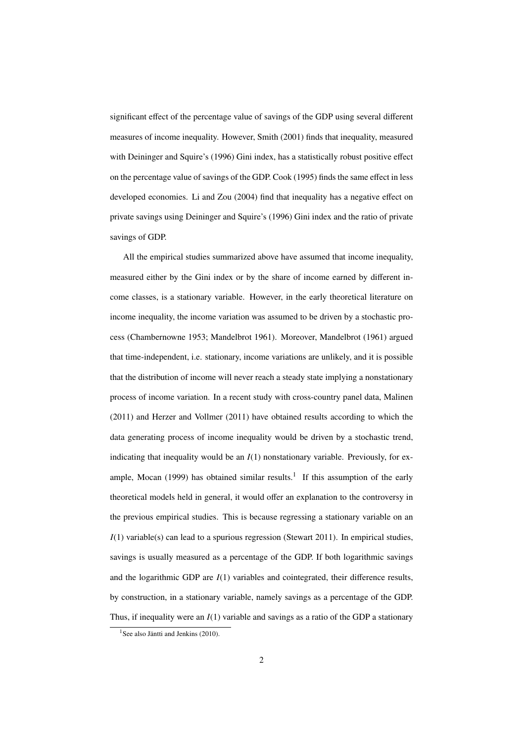significant effect of the percentage value of savings of the GDP using several different measures of income inequality. However, Smith (2001) finds that inequality, measured with Deininger and Squire's (1996) Gini index, has a statistically robust positive effect on the percentage value of savings of the GDP. Cook (1995) finds the same effect in less developed economies. Li and Zou (2004) find that inequality has a negative effect on private savings using Deininger and Squire's (1996) Gini index and the ratio of private savings of GDP.

All the empirical studies summarized above have assumed that income inequality, measured either by the Gini index or by the share of income earned by different income classes, is a stationary variable. However, in the early theoretical literature on income inequality, the income variation was assumed to be driven by a stochastic process (Chambernowne 1953; Mandelbrot 1961). Moreover, Mandelbrot (1961) argued that time-independent, i.e. stationary, income variations are unlikely, and it is possible that the distribution of income will never reach a steady state implying a nonstationary process of income variation. In a recent study with cross-country panel data, Malinen (2011) and Herzer and Vollmer (2011) have obtained results according to which the data generating process of income inequality would be driven by a stochastic trend, indicating that inequality would be an $I(1)$ nonstationary variable. Previously, for example, Mocan (1999) has obtained similar results.[1] If this assumption of the early theoretical models held in general, it would offer an explanation to the controversy in the previous empirical studies. This is because regressing a stationary variable on an $I(1)$ variable(s) can lead to a spurious regression (Stewart 2011). In empirical studies, savings is usually measured as a percentage of the GDP. If both logarithmic savings and the logarithmic GDP are $I(1)$ variables and cointegrated, their difference results, by construction, in a stationary variable, namely savings as a percentage of the GDP. Thus, if inequality were an $I(1)$ variable and savings as a ratio of the GDP a stationary

[1] See also Jäntti and Jenkins (2010).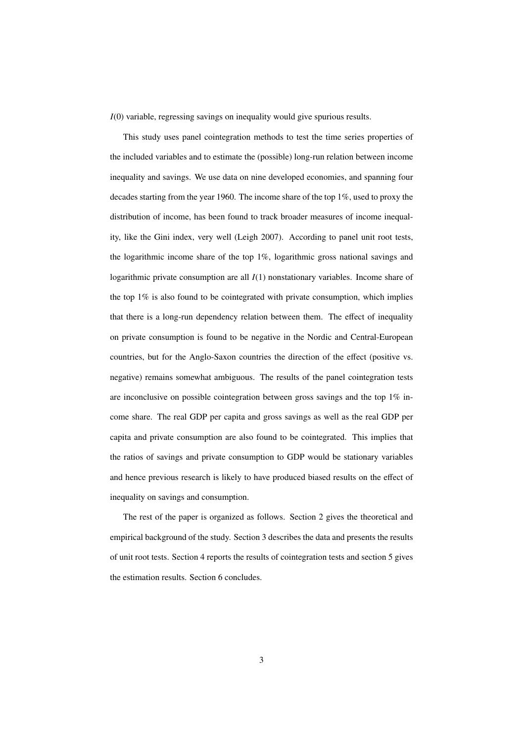$I(0)$ variable, regressing savings on inequality would give spurious results.

This study uses panel cointegration methods to test the time series properties of the included variables and to estimate the (possible) long-run relation between income inequality and savings. We use data on nine developed economies, and spanning four decades starting from the year 1960. The income share of the top 1%, used to proxy the distribution of income, has been found to track broader measures of income inequality, like the Gini index, very well (Leigh 2007). According to panel unit root tests, the logarithmic income share of the top 1%, logarithmic gross national savings and logarithmic private consumption are all $I(1)$ nonstationary variables. Income share of the top 1% is also found to be cointegrated with private consumption, which implies that there is a long-run dependency relation between them. The effect of inequality on private consumption is found to be negative in the Nordic and Central-European countries, but for the Anglo-Saxon countries the direction of the effect (positive vs. negative) remains somewhat ambiguous. The results of the panel cointegration tests are inconclusive on possible cointegration between gross savings and the top 1% income share. The real GDP per capita and gross savings as well as the real GDP per capita and private consumption are also found to be cointegrated. This implies that the ratios of savings and private consumption to GDP would be stationary variables and hence previous research is likely to have produced biased results on the effect of inequality on savings and consumption.

The rest of the paper is organized as follows. Section 2 gives the theoretical and empirical background of the study. Section 3 describes the data and presents the results of unit root tests. Section 4 reports the results of cointegration tests and section 5 gives the estimation results. Section 6 concludes.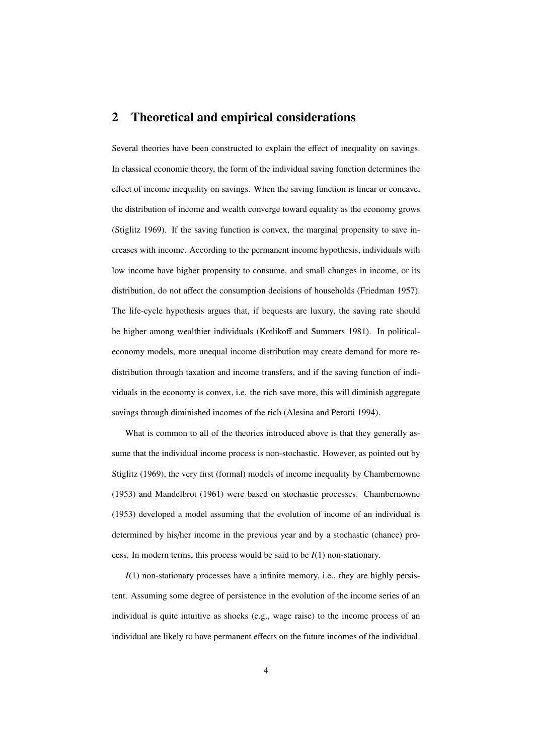## 2 Theoretical and empirical considerations

Several theories have been constructed to explain the effect of inequality on savings. In classical economic theory, the form of the individual saving function determines the effect of income inequality on savings. When the saving function is linear or concave, the distribution of income and wealth converge toward equality as the economy grows (Stiglitz 1969). If the saving function is convex, the marginal propensity to save increases with income. According to the permanent income hypothesis, individuals with low income have higher propensity to consume, and small changes in income, or its distribution, do not affect the consumption decisions of households (Friedman 1957). The life-cycle hypothesis argues that, if bequests are luxury, the saving rate should be higher among wealthier individuals (Kotlikoff and Summers 1981). In political-economy models, more unequal income distribution may create demand for more redistribution through taxation and income transfers, and if the saving function of individuals in the economy is convex, i.e. the rich save more, this will diminish aggregate savings through diminished incomes of the rich (Alesina and Perotti 1994).

What is common to all of the theories introduced above is that they generally assume that the individual income process is non-stochastic. However, as pointed out by Stiglitz (1969), the very first (formal) models of income inequality by Chambernowne (1953) and Mandelbrot (1961) were based on stochastic processes. Chambernowne (1953) developed a model assuming that the evolution of income of an individual is determined by his/her income in the previous year and by a stochastic (chance) process. In modern terms, this process would be said to be $I(1)$ non-stationary.

$I(1)$ non-stationary processes have a infinite memory, i.e., they are highly persistent. Assuming some degree of persistence in the evolution of the income series of an individual is quite intuitive as shocks (e.g., wage raise) to the income process of an individual are likely to have permanent effects on the future incomes of the individual.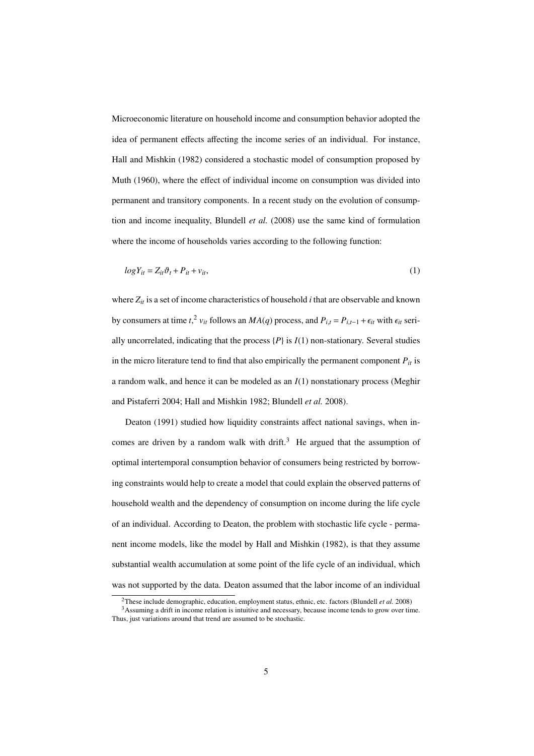Microeconomic literature on household income and consumption behavior adopted the idea of permanent effects affecting the income series of an individual. For instance, Hall and Mishkin (1982) considered a stochastic model of consumption proposed by Muth (1960), where the effect of individual income on consumption was divided into permanent and transitory components. In a recent study on the evolution of consumption and income inequality, Blundell *et al.* (2008) use the same kind of formulation where the income of households varies according to the following function:

$$logY_{it} = Z_{it}\vartheta_t + P_{it} + v_{it}, \tag{1}$$

where $Z_{it}$ is a set of income characteristics of household $i$ that are observable and known by consumers at time $t$,[2] $v_{it}$ follows an $MA(q)$ process, and $P_{i,t} = P_{i,t-1} + \epsilon_{it}$ with $\epsilon_{it}$ serially uncorrelated, indicating that the process $\{P\}$ is $I(1)$ non-stationary. Several studies in the micro literature tend to find that also empirically the permanent component $P_{it}$ is a random walk, and hence it can be modeled as an $I(1)$ nonstationary process (Meghir and Pistaferri 2004; Hall and Mishkin 1982; Blundell *et al.* 2008).

Deaton (1991) studied how liquidity constraints affect national savings, when incomes are driven by a random walk with drift.[3] He argued that the assumption of optimal intertemporal consumption behavior of consumers being restricted by borrowing constraints would help to create a model that could explain the observed patterns of household wealth and the dependency of consumption on income during the life cycle of an individual. According to Deaton, the problem with stochastic life cycle - permanent income models, like the model by Hall and Mishkin (1982), is that they assume substantial wealth accumulation at some point of the life cycle of an individual, which was not supported by the data. Deaton assumed that the labor income of an individual

[2] These include demographic, education, employment status, ethnic, etc. factors (Blundell *et al.* 2008)

[3] Assuming a drift in income relation is intuitive and necessary, because income tends to grow over time. Thus, just variations around that trend are assumed to be stochastic.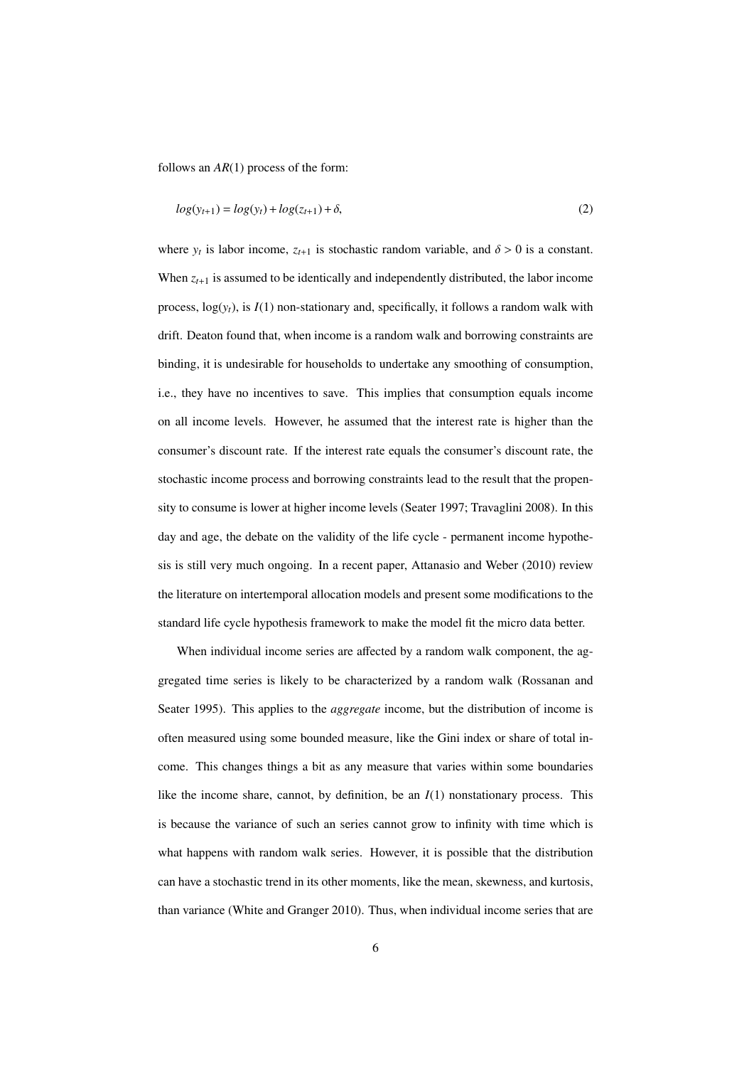follows an $AR(1)$ process of the form:

$$log(y_{t+1}) = log(y_t) + log(z_{t+1}) + \delta, \tag{2}$$

where $y_t$ is labor income, $z_{t+1}$ is stochastic random variable, and $\delta > 0$ is a constant. When $z_{t+1}$ is assumed to be identically and independently distributed, the labor income process, $\log(y_t)$, is $I(1)$ non-stationary and, specifically, it follows a random walk with drift. Deaton found that, when income is a random walk and borrowing constraints are binding, it is undesirable for households to undertake any smoothing of consumption, i.e., they have no incentives to save. This implies that consumption equals income on all income levels. However, he assumed that the interest rate is higher than the consumer's discount rate. If the interest rate equals the consumer's discount rate, the stochastic income process and borrowing constraints lead to the result that the propensity to consume is lower at higher income levels (Seater 1997; Travaglini 2008). In this day and age, the debate on the validity of the life cycle - permanent income hypothesis is still very much ongoing. In a recent paper, Attanasio and Weber (2010) review the literature on intertemporal allocation models and present some modifications to the standard life cycle hypothesis framework to make the model fit the micro data better.

When individual income series are affected by a random walk component, the aggregated time series is likely to be characterized by a random walk (Rossanan and Seater 1995). This applies to the *aggregate* income, but the distribution of income is often measured using some bounded measure, like the Gini index or share of total income. This changes things a bit as any measure that varies within some boundaries like the income share, cannot, by definition, be an $I(1)$ nonstationary process. This is because the variance of such an series cannot grow to infinity with time which is what happens with random walk series. However, it is possible that the distribution can have a stochastic trend in its other moments, like the mean, skewness, and kurtosis, than variance (White and Granger 2010). Thus, when individual income series that are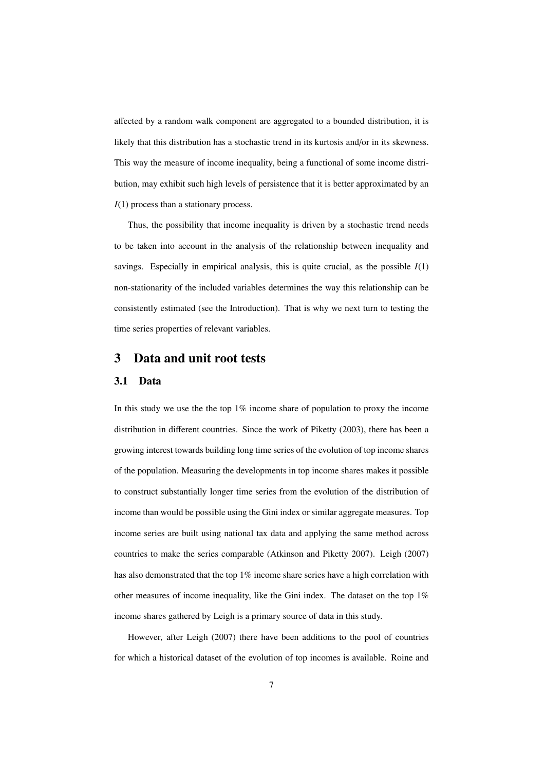affected by a random walk component are aggregated to a bounded distribution, it is likely that this distribution has a stochastic trend in its kurtosis and/or in its skewness. This way the measure of income inequality, being a functional of some income distribution, may exhibit such high levels of persistence that it is better approximated by an $I(1)$ process than a stationary process.

Thus, the possibility that income inequality is driven by a stochastic trend needs to be taken into account in the analysis of the relationship between inequality and savings. Especially in empirical analysis, this is quite crucial, as the possible $I(1)$ non-stationarity of the included variables determines the way this relationship can be consistently estimated (see the Introduction). That is why we next turn to testing the time series properties of relevant variables.

# 3 Data and unit root tests

## 3.1 Data

In this study we use the the top 1% income share of population to proxy the income distribution in different countries. Since the work of Piketty (2003), there has been a growing interest towards building long time series of the evolution of top income shares of the population. Measuring the developments in top income shares makes it possible to construct substantially longer time series from the evolution of the distribution of income than would be possible using the Gini index or similar aggregate measures. Top income series are built using national tax data and applying the same method across countries to make the series comparable (Atkinson and Piketty 2007). Leigh (2007) has also demonstrated that the top 1% income share series have a high correlation with other measures of income inequality, like the Gini index. The dataset on the top 1% income shares gathered by Leigh is a primary source of data in this study.

However, after Leigh (2007) there have been additions to the pool of countries for which a historical dataset of the evolution of top incomes is available. Roine and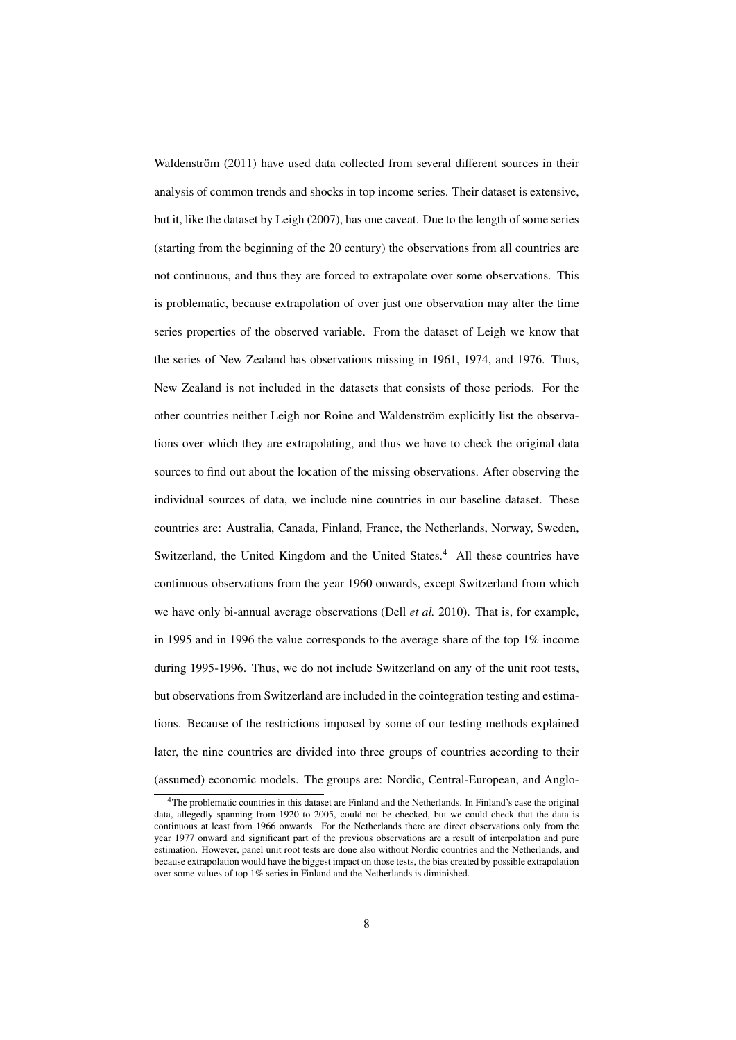Waldenström (2011) have used data collected from several different sources in their analysis of common trends and shocks in top income series. Their dataset is extensive, but it, like the dataset by Leigh (2007), has one caveat. Due to the length of some series (starting from the beginning of the 20 century) the observations from all countries are not continuous, and thus they are forced to extrapolate over some observations. This is problematic, because extrapolation of over just one observation may alter the time series properties of the observed variable. From the dataset of Leigh we know that the series of New Zealand has observations missing in 1961, 1974, and 1976. Thus, New Zealand is not included in the datasets that consists of those periods. For the other countries neither Leigh nor Roine and Waldenström explicitly list the observations over which they are extrapolating, and thus we have to check the original data sources to find out about the location of the missing observations. After observing the individual sources of data, we include nine countries in our baseline dataset. These countries are: Australia, Canada, Finland, France, the Netherlands, Norway, Sweden, Switzerland, the United Kingdom and the United States.[4] All these countries have continuous observations from the year 1960 onwards, except Switzerland from which we have only bi-annual average observations (Dell *et al.* 2010). That is, for example, in 1995 and in 1996 the value corresponds to the average share of the top 1% income during 1995-1996. Thus, we do not include Switzerland on any of the unit root tests, but observations from Switzerland are included in the cointegration testing and estimations. Because of the restrictions imposed by some of our testing methods explained later, the nine countries are divided into three groups of countries according to their (assumed) economic models. The groups are: Nordic, Central-European, and Anglo-

[4]The problematic countries in this dataset are Finland and the Netherlands. In Finland's case the original data, allegedly spanning from 1920 to 2005, could not be checked, but we could check that the data is continuous at least from 1966 onwards. For the Netherlands there are direct observations only from the year 1977 onward and significant part of the previous observations are a result of interpolation and pure estimation. However, panel unit root tests are done also without Nordic countries and the Netherlands, and because extrapolation would have the biggest impact on those tests, the bias created by possible extrapolation over some values of top 1% series in Finland and the Netherlands is diminished.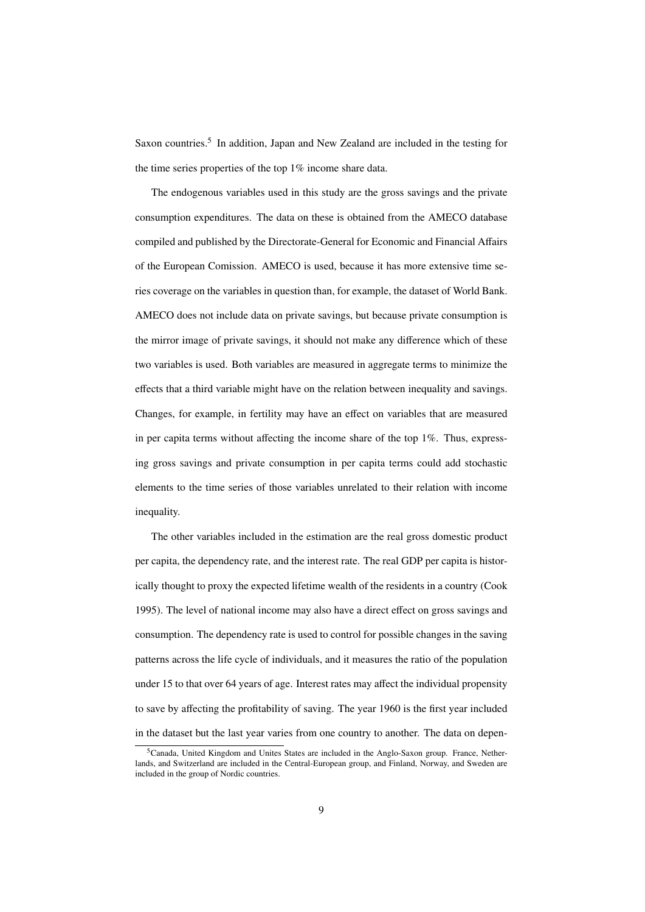Saxon countries.[5] In addition, Japan and New Zealand are included in the testing for the time series properties of the top 1% income share data.

The endogenous variables used in this study are the gross savings and the private consumption expenditures. The data on these is obtained from the AMECO database compiled and published by the Directorate-General for Economic and Financial Affairs of the European Comission. AMECO is used, because it has more extensive time series coverage on the variables in question than, for example, the dataset of World Bank. AMECO does not include data on private savings, but because private consumption is the mirror image of private savings, it should not make any difference which of these two variables is used. Both variables are measured in aggregate terms to minimize the effects that a third variable might have on the relation between inequality and savings. Changes, for example, in fertility may have an effect on variables that are measured in per capita terms without affecting the income share of the top 1%. Thus, expressing gross savings and private consumption in per capita terms could add stochastic elements to the time series of those variables unrelated to their relation with income inequality.

The other variables included in the estimation are the real gross domestic product per capita, the dependency rate, and the interest rate. The real GDP per capita is historically thought to proxy the expected lifetime wealth of the residents in a country (Cook 1995). The level of national income may also have a direct effect on gross savings and consumption. The dependency rate is used to control for possible changes in the saving patterns across the life cycle of individuals, and it measures the ratio of the population under 15 to that over 64 years of age. Interest rates may affect the individual propensity to save by affecting the profitability of saving. The year 1960 is the first year included in the dataset but the last year varies from one country to another. The data on depen-

[5] Canada, United Kingdom and Unites States are included in the Anglo-Saxon group. France, Netherlands, and Switzerland are included in the Central-European group, and Finland, Norway, and Sweden are included in the group of Nordic countries.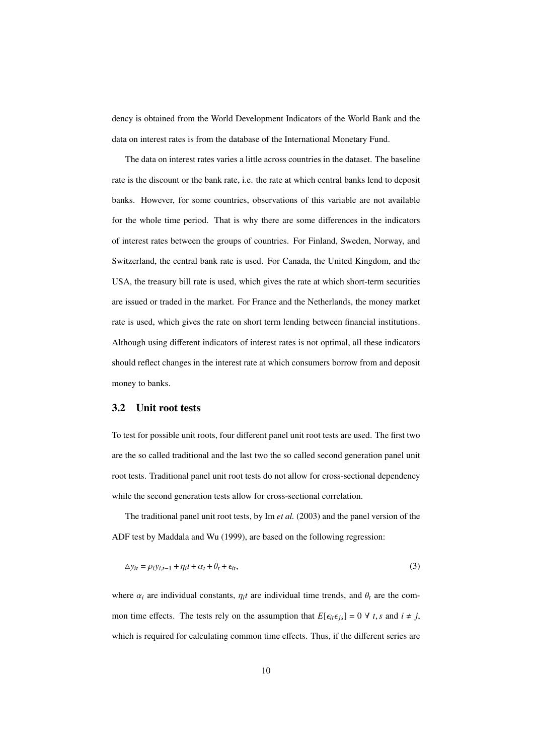dency is obtained from the World Development Indicators of the World Bank and the data on interest rates is from the database of the International Monetary Fund.

The data on interest rates varies a little across countries in the dataset. The baseline rate is the discount or the bank rate, i.e. the rate at which central banks lend to deposit banks. However, for some countries, observations of this variable are not available for the whole time period. That is why there are some differences in the indicators of interest rates between the groups of countries. For Finland, Sweden, Norway, and Switzerland, the central bank rate is used. For Canada, the United Kingdom, and the USA, the treasury bill rate is used, which gives the rate at which short-term securities are issued or traded in the market. For France and the Netherlands, the money market rate is used, which gives the rate on short term lending between financial institutions. Although using different indicators of interest rates is not optimal, all these indicators should reflect changes in the interest rate at which consumers borrow from and deposit money to banks.

## 3.2 Unit root tests

To test for possible unit roots, four different panel unit root tests are used. The first two are the so called traditional and the last two the so called second generation panel unit root tests. Traditional panel unit root tests do not allow for cross-sectional dependency while the second generation tests allow for cross-sectional correlation.

The traditional panel unit root tests, by Im *et al.* (2003) and the panel version of the ADF test by Maddala and Wu (1999), are based on the following regression:

$$\triangle y_{it} = \rho_i y_{i,t-1} + \eta_i t + \alpha_t + \theta_t + \epsilon_{it}, \tag{3}$$

where $\alpha_i$ are individual constants, $\eta_i t$ are individual time trends, and $\theta_t$ are the common time effects. The tests rely on the assumption that $E[\epsilon_{it}\epsilon_{js}] = 0 \ \forall \ t, s$ and $i \neq j$, which is required for calculating common time effects. Thus, if the different series are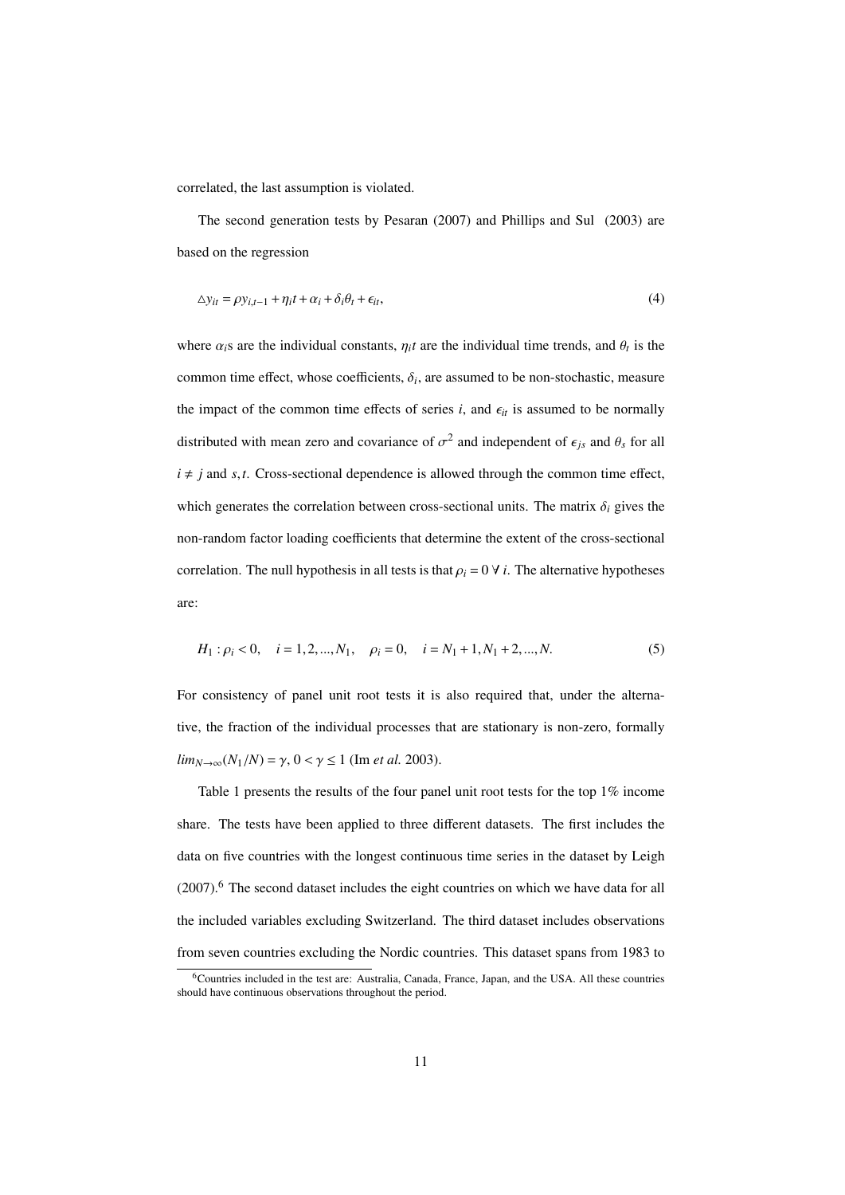correlated, the last assumption is violated.

The second generation tests by Pesaran (2007) and Phillips and Sul (2003) are based on the regression

$$\triangle y_{it} = \rho y_{i,t-1} + \eta_i t + \alpha_i + \delta_i \theta_t + \epsilon_{it}, \tag{4}$$

where $\alpha_i$s are the individual constants, $\eta_i t$ are the individual time trends, and $\theta_t$ is the common time effect, whose coefficients, $\delta_i$, are assumed to be non-stochastic, measure the impact of the common time effects of series $i$, and $\epsilon_{it}$ is assumed to be normally distributed with mean zero and covariance of $\sigma^2$ and independent of $\epsilon_{js}$ and $\theta_s$ for all $i \neq j$ and $s, t$. Cross-sectional dependence is allowed through the common time effect, which generates the correlation between cross-sectional units. The matrix $\delta_i$ gives the non-random factor loading coefficients that determine the extent of the cross-sectional correlation. The null hypothesis in all tests is that $\rho_i = 0 \; \forall \; i$. The alternative hypotheses are:

$$H_1 : \rho_i < 0, \quad i = 1, 2, ..., N_1, \quad \rho_i = 0, \quad i = N_1 + 1, N_1 + 2, ..., N. \tag{5}$$

For consistency of panel unit root tests it is also required that, under the alternative, the fraction of the individual processes that are stationary is non-zero, formally $lim_{N \to \infty}(N_1/N) = \gamma$, $0 < \gamma \leq 1$ (Im *et al.* 2003).

Table 1 presents the results of the four panel unit root tests for the top 1% income share. The tests have been applied to three different datasets. The first includes the data on five countries with the longest continuous time series in the dataset by Leigh (2007).[6] The second dataset includes the eight countries on which we have data for all the included variables excluding Switzerland. The third dataset includes observations from seven countries excluding the Nordic countries. This dataset spans from 1983 to

[6] Countries included in the test are: Australia, Canada, France, Japan, and the USA. All these countries should have continuous observations throughout the period.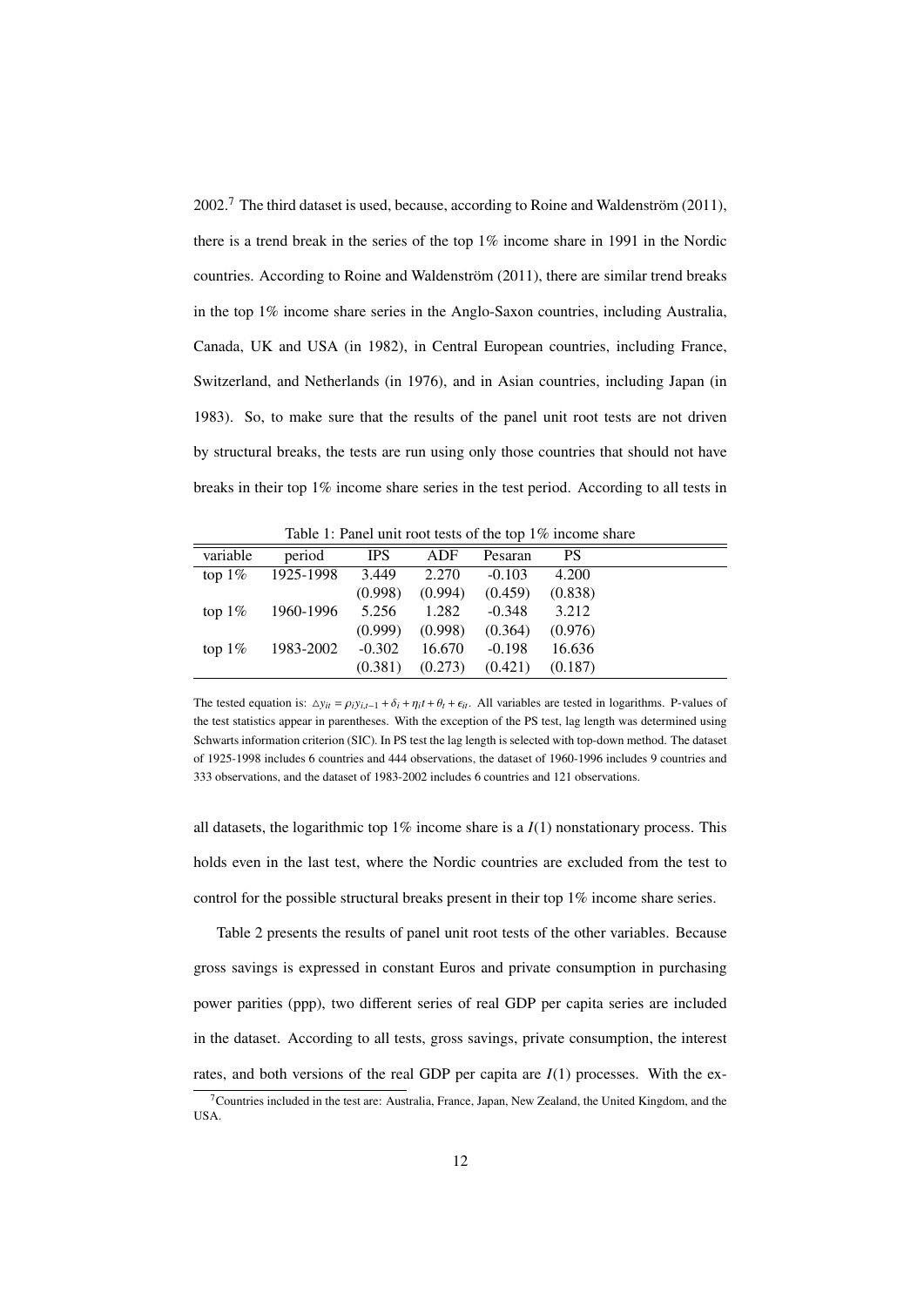2002.[7] The third dataset is used, because, according to Roine and Waldenström (2011), there is a trend break in the series of the top 1% income share in 1991 in the Nordic countries. According to Roine and Waldenström (2011), there are similar trend breaks in the top 1% income share series in the Anglo-Saxon countries, including Australia, Canada, UK and USA (in 1982), in Central European countries, including France, Switzerland, and Netherlands (in 1976), and in Asian countries, including Japan (in 1983). So, to make sure that the results of the panel unit root tests are not driven by structural breaks, the tests are run using only those countries that should not have breaks in their top 1% income share series in the test period. According to all tests in all datasets, the logarithmic top 1% income share is a $I(1)$ nonstationary process. This holds even in the last test, where the Nordic countries are excluded from the test to control for the possible structural breaks present in their top 1% income share series.

Table 1: Panel unit root tests of the top 1% income share

| variable | period | IPS | ADF | Pesaran | PS |
|---|---|---|---|---|---|
| top 1% | 1925-1998 | 3.449 | 2.270 | -0.103 | 4.200 |
| | | (0.998) | (0.994) | (0.459) | (0.838) |
| top 1% | 1960-1996 | 5.256 | 1.282 | -0.348 | 3.212 |
| | | (0.999) | (0.998) | (0.364) | (0.976) |
| top 1% | 1983-2002 | -0.302 | 16.670 | -0.198 | 16.636 |
| | | (0.381) | (0.273) | (0.421) | (0.187) |

The tested equation is: $\triangle y_{it} = \rho_i y_{i,t-1} + \delta_i + \eta_i t + \theta_t + \epsilon_{it}$. All variables are tested in logarithms. P-values of the test statistics appear in parentheses. With the exception of the PS test, lag length was determined using Schwarts information criterion (SIC). In PS test the lag length is selected with top-down method. The dataset of 1925-1998 includes 6 countries and 444 observations, the dataset of 1960-1996 includes 9 countries and 333 observations, and the dataset of 1983-2002 includes 6 countries and 121 observations.

Table 2 presents the results of panel unit root tests of the other variables. Because gross savings is expressed in constant Euros and private consumption in purchasing power parities (ppp), two different series of real GDP per capita series are included in the dataset. According to all tests, gross savings, private consumption, the interest rates, and both versions of the real GDP per capita are $I(1)$ processes. With the ex-

[7] Countries included in the test are: Australia, France, Japan, New Zealand, the United Kingdom, and the USA.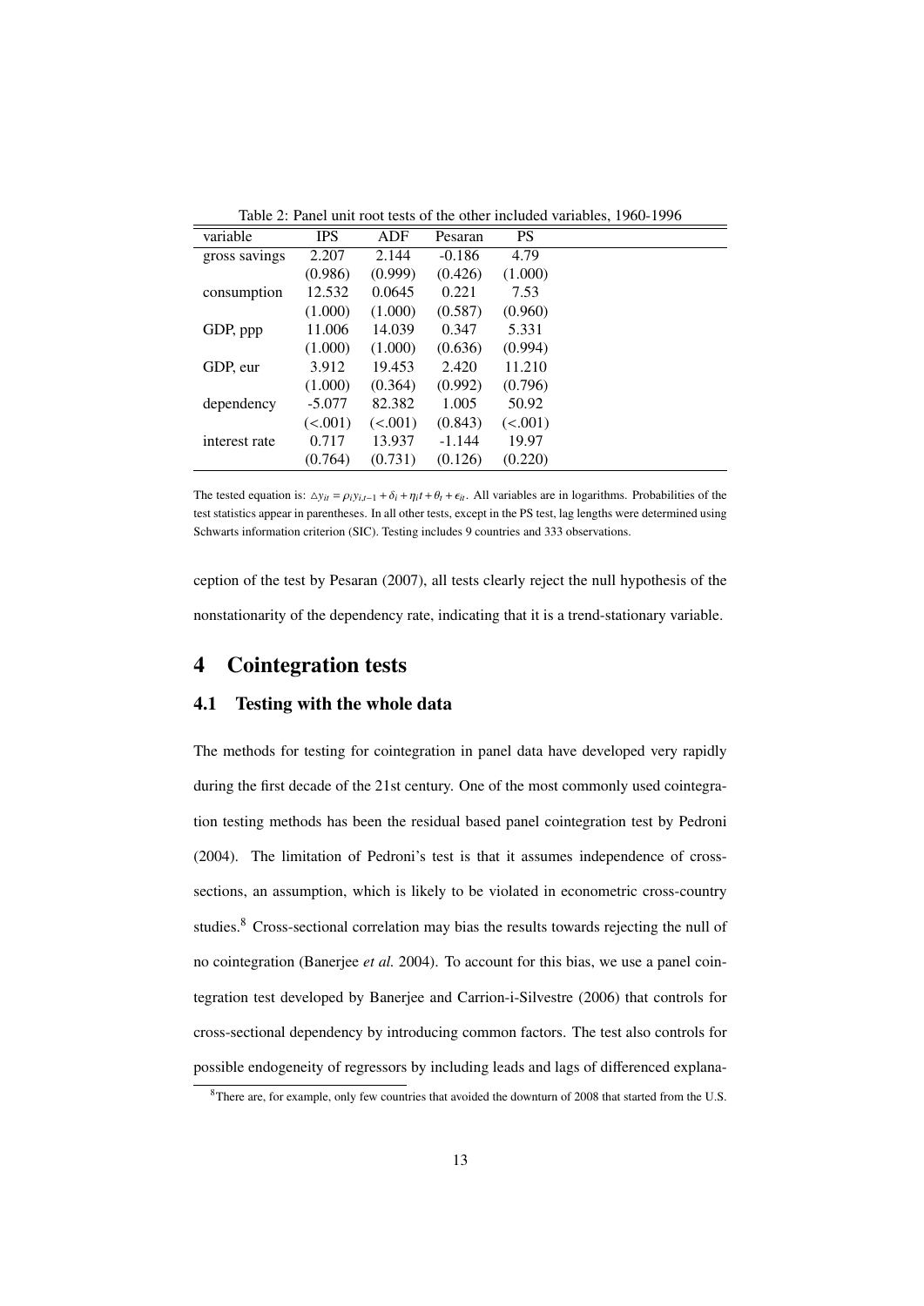Table 2: Panel unit root tests of the other included variables, 1960-1996

| variable | IPS | ADF | Pesaran | PS |
|---|---|---|---|---|
| gross savings | 2.207 | 2.144 | -0.186 | 4.79 |
| | (0.986) | (0.999) | (0.426) | (1.000) |
| consumption | 12.532 | 0.0645 | 0.221 | 7.53 |
| | (1.000) | (1.000) | (0.587) | (0.960) |
| GDP, ppp | 11.006 | 14.039 | 0.347 | 5.331 |
| | (1.000) | (1.000) | (0.636) | (0.994) |
| GDP, eur | 3.912 | 19.453 | 2.420 | 11.210 |
| | (1.000) | (0.364) | (0.992) | (0.796) |
| dependency | -5.077 | 82.382 | 1.005 | 50.92 |
| | (<.001) | (<.001) | (0.843) | (<.001) |
| interest rate | 0.717 | 13.937 | -1.144 | 19.97 |
| | (0.764) | (0.731) | (0.126) | (0.220) |

The tested equation is: $\triangle y_{it} = \rho_i y_{i,t-1} + \delta_i + \eta_i t + \theta_t + \epsilon_{it}$. All variables are in logarithms. Probabilities of the test statistics appear in parentheses. In all other tests, except in the PS test, lag lengths were determined using Schwarts information criterion (SIC). Testing includes 9 countries and 333 observations.

ception of the test by Pesaran (2007), all tests clearly reject the null hypothesis of the nonstationarity of the dependency rate, indicating that it is a trend-stationary variable.

# 4 Cointegration tests

## 4.1 Testing with the whole data

The methods for testing for cointegration in panel data have developed very rapidly during the first decade of the 21st century. One of the most commonly used cointegration testing methods has been the residual based panel cointegration test by Pedroni (2004). The limitation of Pedroni's test is that it assumes independence of cross-sections, an assumption, which is likely to be violated in econometric cross-country studies.[8] Cross-sectional correlation may bias the results towards rejecting the null of no cointegration (Banerjee *et al.* 2004). To account for this bias, we use a panel cointegration test developed by Banerjee and Carrion-i-Silvestre (2006) that controls for cross-sectional dependency by introducing common factors. The test also controls for possible endogeneity of regressors by including leads and lags of differenced explana-

[8] There are, for example, only few countries that avoided the downturn of 2008 that started from the U.S.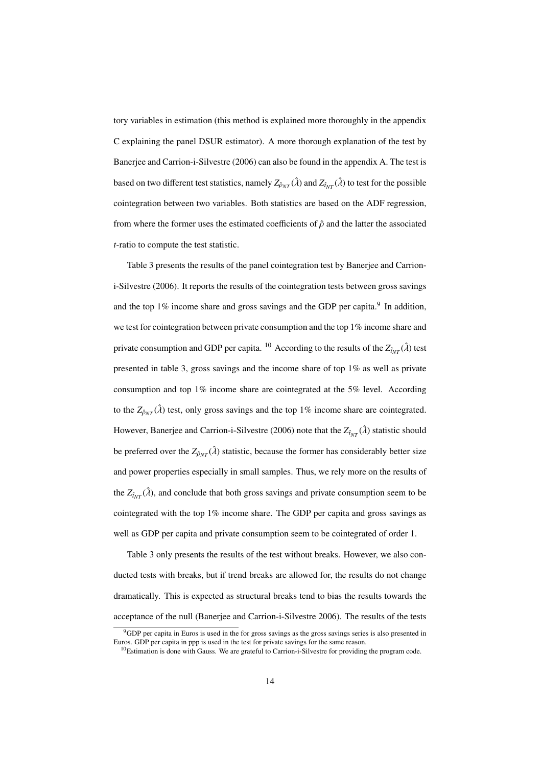tory variables in estimation (this method is explained more thoroughly in the appendix C explaining the panel DSUR estimator). A more thorough explanation of the test by Banerjee and Carrion-i-Silvestre (2006) can also be found in the appendix A. The test is based on two different test statistics, namely $Z_{\hat{\rho}_{NT}}(\hat{\lambda})$ and $Z_{\hat{t}_{NT}}(\hat{\lambda})$ to test for the possible cointegration between two variables. Both statistics are based on the ADF regression, from where the former uses the estimated coefficients of $\hat{\rho}$ and the latter the associated *t*-ratio to compute the test statistic.

Table 3 presents the results of the panel cointegration test by Banerjee and Carrion-i-Silvestre (2006). It reports the results of the cointegration tests between gross savings and the top 1% income share and gross savings and the GDP per capita.[9] In addition, we test for cointegration between private consumption and the top 1% income share and private consumption and GDP per capita. [10] According to the results of the $Z_{\hat{t}_{NT}}(\hat{\lambda})$ test presented in table 3, gross savings and the income share of top 1% as well as private consumption and top 1% income share are cointegrated at the 5% level. According to the $Z_{\hat{\rho}_{NT}}(\hat{\lambda})$ test, only gross savings and the top 1% income share are cointegrated. However, Banerjee and Carrion-i-Silvestre (2006) note that the $Z_{\hat{t}_{NT}}(\hat{\lambda})$ statistic should be preferred over the $Z_{\hat{\rho}_{NT}}(\hat{\lambda})$ statistic, because the former has considerably better size and power properties especially in small samples. Thus, we rely more on the results of the $Z_{\hat{t}_{NT}}(\hat{\lambda})$, and conclude that both gross savings and private consumption seem to be cointegrated with the top 1% income share. The GDP per capita and gross savings as well as GDP per capita and private consumption seem to be cointegrated of order 1.

Table 3 only presents the results of the test without breaks. However, we also conducted tests with breaks, but if trend breaks are allowed for, the results do not change dramatically. This is expected as structural breaks tend to bias the results towards the acceptance of the null (Banerjee and Carrion-i-Silvestre 2006). The results of the tests

[9] GDP per capita in Euros is used in the for gross savings as the gross savings series is also presented in Euros. GDP per capita in ppp is used in the test for private savings for the same reason.

[10] Estimation is done with Gauss. We are grateful to Carrion-i-Silvestre for providing the program code.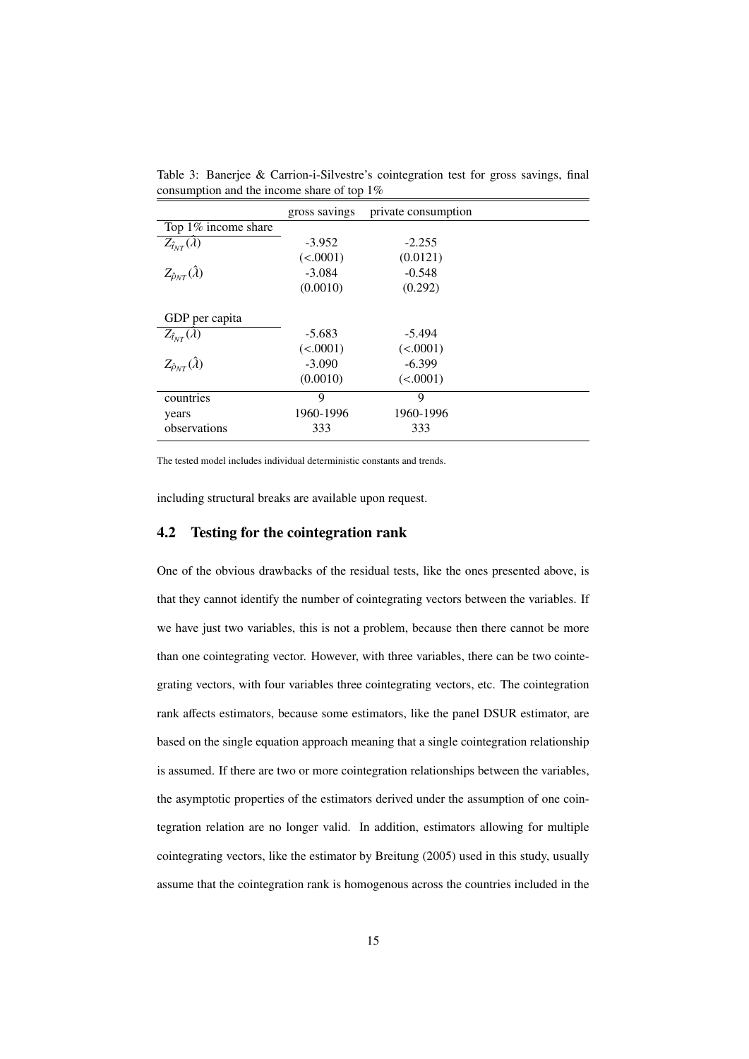Table 3: Banerjee & Carrion-i-Silvestre's cointegration test for gross savings, final consumption and the income share of top 1%

| | gross savings | private consumption |
|---|---|---|
| Top 1% income share | | |
| $Z_{\hat{t}_{NT}}(\lambda)$ | -3.952 | -2.255 |
| | (<.0001) | (0.0121) |
| $Z_{\hat{\rho}_{NT}}(\hat{\lambda})$ | -3.084 | -0.548 |
| | (0.0010) | (0.292) |
| GDP per capita | | |
| $Z_{\hat{t}_{NT}}(\lambda)$ | -5.683 | -5.494 |
| | (<.0001) | (<.0001) |
| $Z_{\hat{\rho}_{NT}}(\hat{\lambda})$ | -3.090 | -6.399 |
| | (0.0010) | (<.0001) |
| countries | 9 | 9 |
| years | 1960-1996 | 1960-1996 |
| observations | 333 | 333 |

The tested model includes individual deterministic constants and trends.

including structural breaks are available upon request.

## 4.2 Testing for the cointegration rank

One of the obvious drawbacks of the residual tests, like the ones presented above, is that they cannot identify the number of cointegrating vectors between the variables. If we have just two variables, this is not a problem, because then there cannot be more than one cointegrating vector. However, with three variables, there can be two cointegrating vectors, with four variables three cointegrating vectors, etc. The cointegration rank affects estimators, because some estimators, like the panel DSUR estimator, are based on the single equation approach meaning that a single cointegration relationship is assumed. If there are two or more cointegration relationships between the variables, the asymptotic properties of the estimators derived under the assumption of one cointegration relation are no longer valid. In addition, estimators allowing for multiple cointegrating vectors, like the estimator by Breitung (2005) used in this study, usually assume that the cointegration rank is homogenous across the countries included in the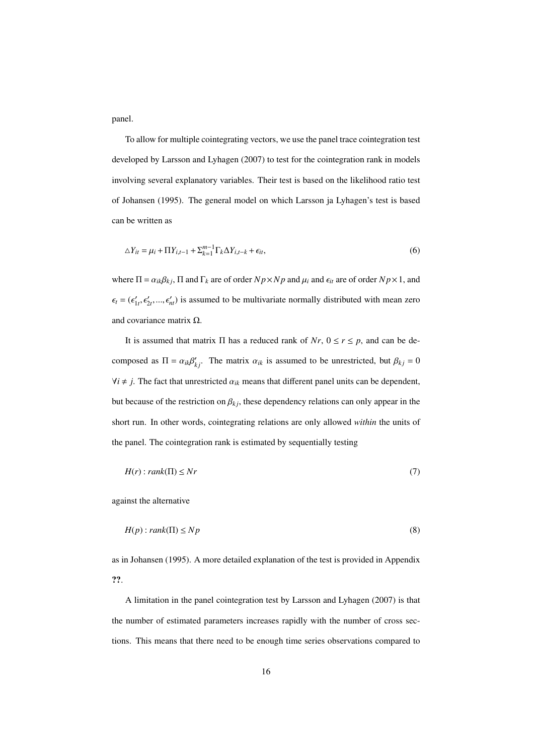panel.

To allow for multiple cointegrating vectors, we use the panel trace cointegration test developed by Larsson and Lyhagen (2007) to test for the cointegration rank in models involving several explanatory variables. Their test is based on the likelihood ratio test of Johansen (1995). The general model on which Larsson ja Lyhagen's test is based can be written as

$$\triangle Y_{it} = \mu_i + \Pi Y_{i,t-1} + \Sigma_{k=1}^{m-1} \Gamma_k \Delta Y_{i,t-k} + \epsilon_{it}, \tag{6}$$

where $\Pi = \alpha_{ik}\beta_{kj}$, $\Pi$ and $\Gamma_k$ are of order $Np \times Np$ and $\mu_i$ and $\epsilon_{it}$ are of order $Np \times 1$, and $\epsilon_t = (\epsilon'_{1t}, \epsilon'_{2t}, ..., \epsilon'_{nt})$ is assumed to be multivariate normally distributed with mean zero and covariance matrix $\Omega$.

It is assumed that matrix $\Pi$ has a reduced rank of $Nr$, $0 \leq r \leq p$, and can be decomposed as $\Pi = \alpha_{ik}\beta'_{kj}$. The matrix $\alpha_{ik}$ is assumed to be unrestricted, but $\beta_{kj} = 0$ $\forall i \neq j$. The fact that unrestricted $\alpha_{ik}$ means that different panel units can be dependent, but because of the restriction on $\beta_{kj}$, these dependency relations can only appear in the short run. In other words, cointegrating relations are only allowed *within* the units of the panel. The cointegration rank is estimated by sequentially testing

$$H(r) : rank(\Pi) \leq Nr \tag{7}$$

against the alternative

$$H(p) : rank(\Pi) \leq Np \tag{8}$$

as in Johansen (1995). A more detailed explanation of the test is provided in Appendix **??**.

A limitation in the panel cointegration test by Larsson and Lyhagen (2007) is that the number of estimated parameters increases rapidly with the number of cross sections. This means that there need to be enough time series observations compared to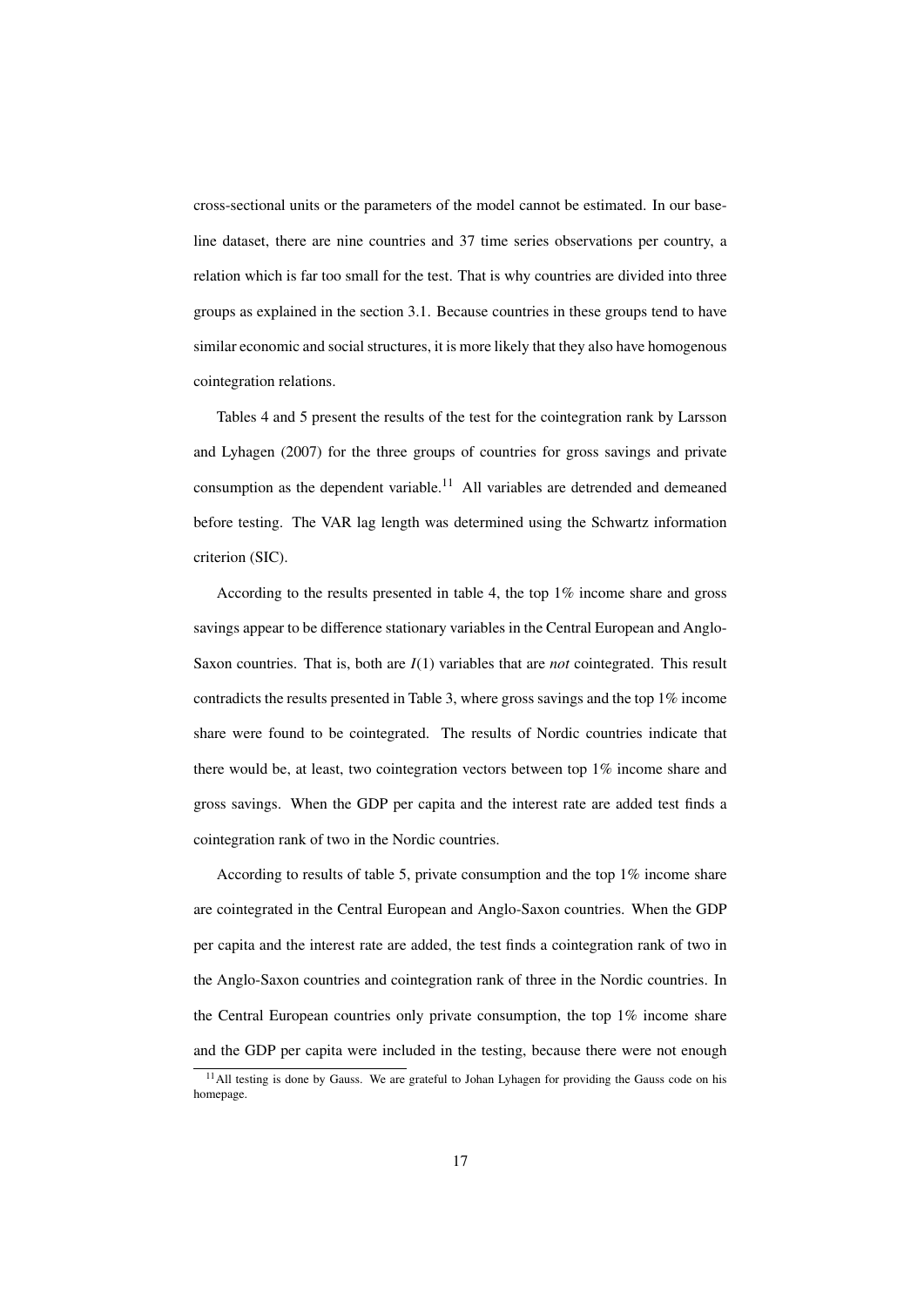cross-sectional units or the parameters of the model cannot be estimated. In our baseline dataset, there are nine countries and 37 time series observations per country, a relation which is far too small for the test. That is why countries are divided into three groups as explained in the section 3.1. Because countries in these groups tend to have similar economic and social structures, it is more likely that they also have homogenous cointegration relations.

Tables 4 and 5 present the results of the test for the cointegration rank by Larsson and Lyhagen (2007) for the three groups of countries for gross savings and private consumption as the dependent variable.[11] All variables are detrended and demeaned before testing. The VAR lag length was determined using the Schwartz information criterion (SIC).

According to the results presented in table 4, the top 1% income share and gross savings appear to be difference stationary variables in the Central European and Anglo-Saxon countries. That is, both are $I(1)$ variables that are *not* cointegrated. This result contradicts the results presented in Table 3, where gross savings and the top 1% income share were found to be cointegrated. The results of Nordic countries indicate that there would be, at least, two cointegration vectors between top 1% income share and gross savings. When the GDP per capita and the interest rate are added test finds a cointegration rank of two in the Nordic countries.

According to results of table 5, private consumption and the top 1% income share are cointegrated in the Central European and Anglo-Saxon countries. When the GDP per capita and the interest rate are added, the test finds a cointegration rank of two in the Anglo-Saxon countries and cointegration rank of three in the Nordic countries. In the Central European countries only private consumption, the top 1% income share and the GDP per capita were included in the testing, because there were not enough

[11] All testing is done by Gauss. We are grateful to Johan Lyhagen for providing the Gauss code on his homepage.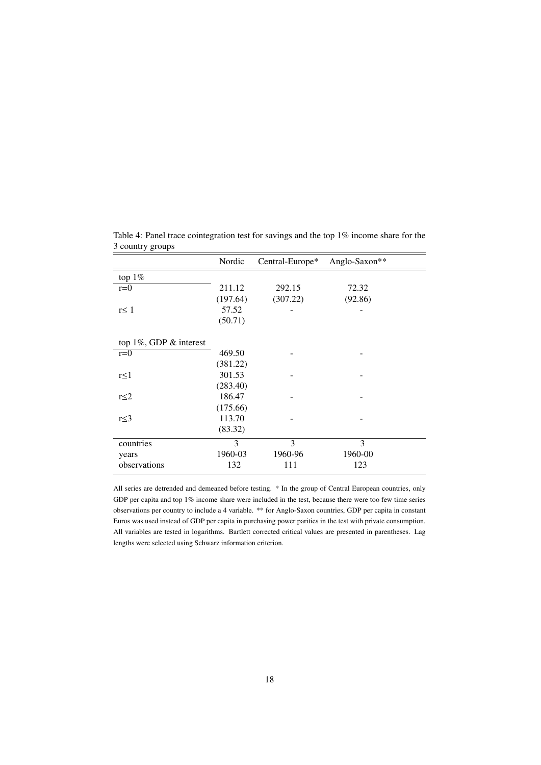Table 4: Panel trace cointegration test for savings and the top 1% income share for the 3 country groups

| | Nordic | Central-Europe* | Anglo-Saxon** |
|---|---|---|---|
| top 1% | | | |
| r=0 | 211.12 | 292.15 | 72.32 |
| | (197.64) | (307.22) | (92.86) |
| r≤ 1 | 57.52 | - | - |
| | (50.71) | | |
| top 1%, GDP & interest | | | |
| r=0 | 469.50 | - | - |
| | (381.22) | | |
| r≤1 | 301.53 | - | - |
| | (283.40) | | |
| r≤2 | 186.47 | - | - |
| | (175.66) | | |
| r≤3 | 113.70 | - | - |
| | (83.32) | | |
| countries | 3 | 3 | 3 |
| years | 1960-03 | 1960-96 | 1960-00 |
| observations | 132 | 111 | 123 |

All series are detrended and demeaned before testing. * In the group of Central European countries, only GDP per capita and top 1% income share were included in the test, because there were too few time series observations per country to include a 4 variable. ** for Anglo-Saxon countries, GDP per capita in constant Euros was used instead of GDP per capita in purchasing power parities in the test with private consumption. All variables are tested in logarithms. Bartlett corrected critical values are presented in parentheses. Lag lengths were selected using Schwarz information criterion.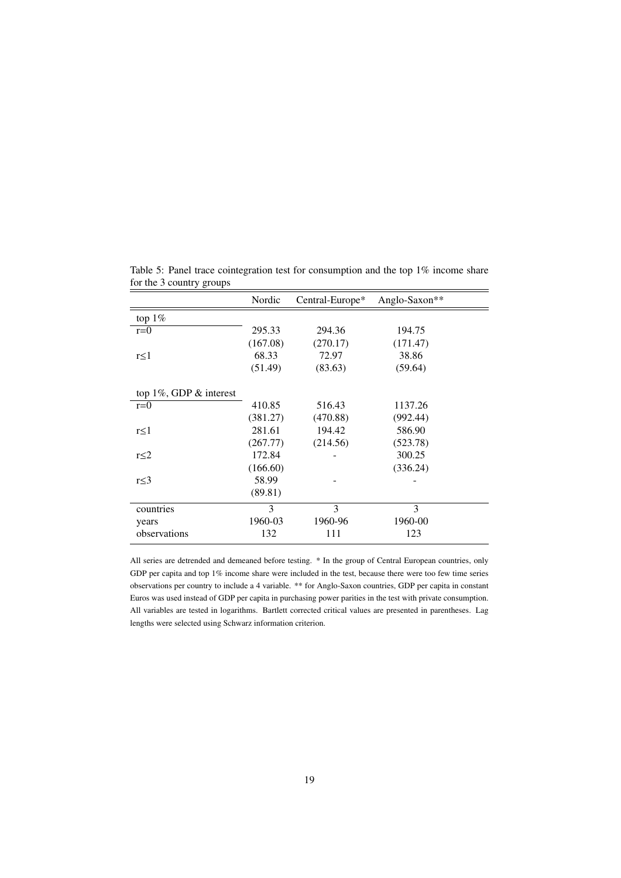Table 5: Panel trace cointegration test for consumption and the top 1% income share for the 3 country groups

| | Nordic | Central-Europe* | Anglo-Saxon** |
|---|---|---|---|
| top 1% | | | |
| r=0 | 295.33 | 294.36 | 194.75 |
| | (167.08) | (270.17) | (171.47) |
| r≤1 | 68.33 | 72.97 | 38.86 |
| | (51.49) | (83.63) | (59.64) |
| | | | |
| top 1%, GDP & interest | | | |
| r=0 | 410.85 | 516.43 | 1137.26 |
| | (381.27) | (470.88) | (992.44) |
| r≤1 | 281.61 | 194.42 | 586.90 |
| | (267.77) | (214.56) | (523.78) |
| r≤2 | 172.84 | - | 300.25 |
| | (166.60) | | (336.24) |
| r≤3 | 58.99 | - | - |
| | (89.81) | | |
| countries | 3 | 3 | 3 |
| years | 1960-03 | 1960-96 | 1960-00 |
| observations | 132 | 111 | 123 |

All series are detrended and demeaned before testing. * In the group of Central European countries, only GDP per capita and top 1% income share were included in the test, because there were too few time series observations per country to include a 4 variable. ** for Anglo-Saxon countries, GDP per capita in constant Euros was used instead of GDP per capita in purchasing power parities in the test with private consumption. All variables are tested in logarithms. Bartlett corrected critical values are presented in parentheses. Lag lengths were selected using Schwarz information criterion.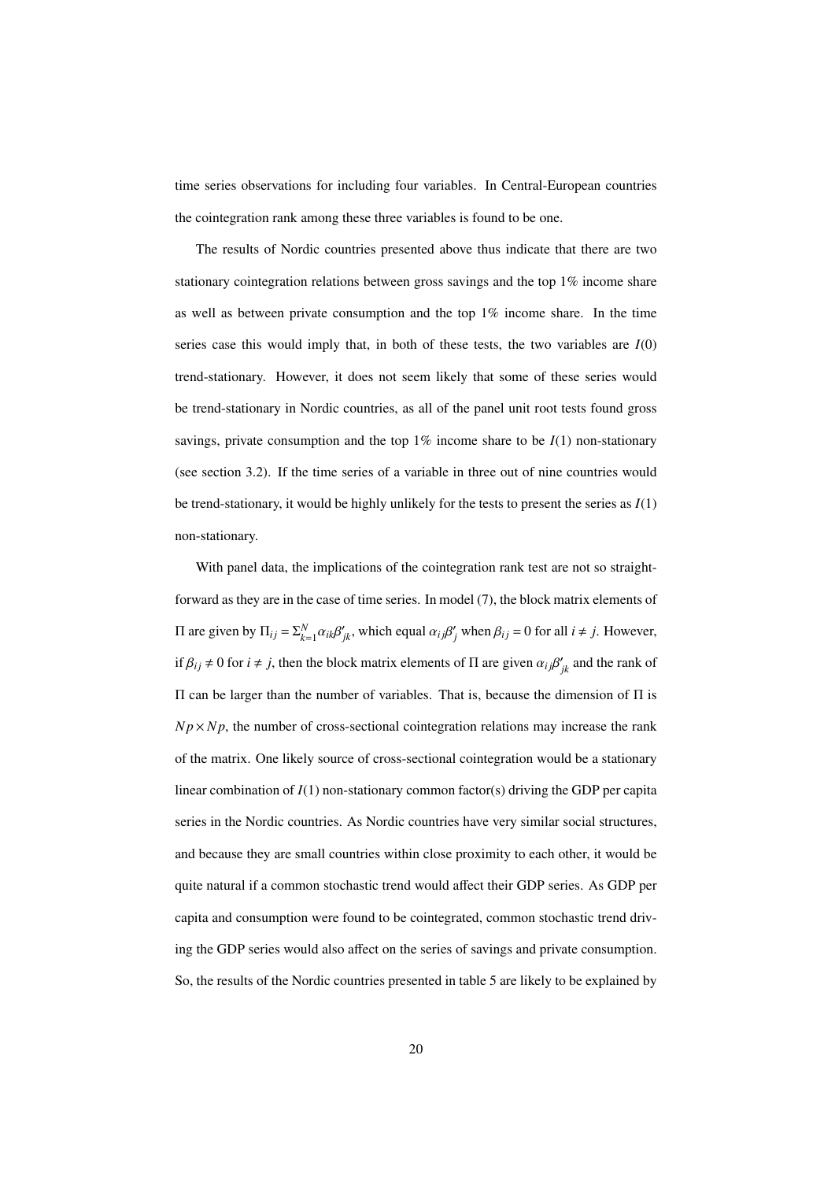time series observations for including four variables. In Central-European countries the cointegration rank among these three variables is found to be one.

The results of Nordic countries presented above thus indicate that there are two stationary cointegration relations between gross savings and the top 1% income share as well as between private consumption and the top 1% income share. In the time series case this would imply that, in both of these tests, the two variables are $I(0)$ trend-stationary. However, it does not seem likely that some of these series would be trend-stationary in Nordic countries, as all of the panel unit root tests found gross savings, private consumption and the top 1% income share to be $I(1)$ non-stationary (see section 3.2). If the time series of a variable in three out of nine countries would be trend-stationary, it would be highly unlikely for the tests to present the series as $I(1)$ non-stationary.

With panel data, the implications of the cointegration rank test are not so straightforward as they are in the case of time series. In model (7), the block matrix elements of $\Pi$ are given by $\Pi_{ij} = \Sigma_{k=1}^{N} \alpha_{ik}\beta'_{jk}$, which equal $\alpha_{ij}\beta'_{j}$ when $\beta_{ij} = 0$ for all $i \neq j$. However, if $\beta_{ij} \neq 0$ for $i \neq j$, then the block matrix elements of $\Pi$ are given $\alpha_{ij}\beta'_{jk}$ and the rank of $\Pi$ can be larger than the number of variables. That is, because the dimension of $\Pi$ is $Np \times Np$, the number of cross-sectional cointegration relations may increase the rank of the matrix. One likely source of cross-sectional cointegration would be a stationary linear combination of $I(1)$ non-stationary common factor(s) driving the GDP per capita series in the Nordic countries. As Nordic countries have very similar social structures, and because they are small countries within close proximity to each other, it would be quite natural if a common stochastic trend would affect their GDP series. As GDP per capita and consumption were found to be cointegrated, common stochastic trend driving the GDP series would also affect on the series of savings and private consumption. So, the results of the Nordic countries presented in table 5 are likely to be explained by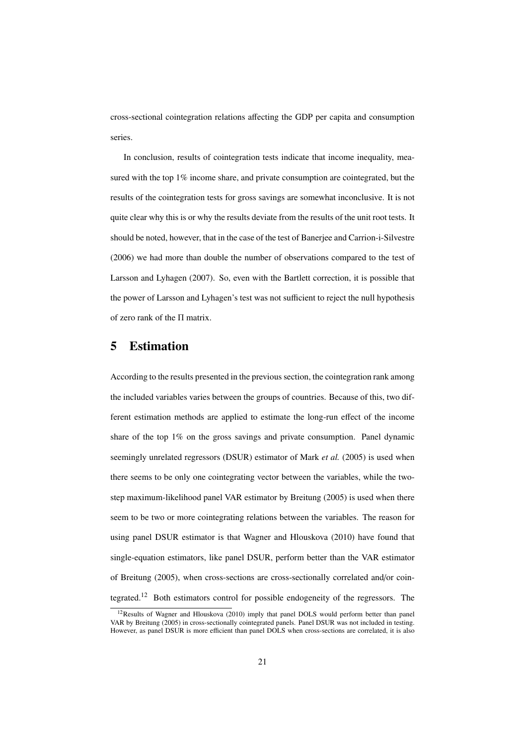cross-sectional cointegration relations affecting the GDP per capita and consumption series.

In conclusion, results of cointegration tests indicate that income inequality, measured with the top 1% income share, and private consumption are cointegrated, but the results of the cointegration tests for gross savings are somewhat inconclusive. It is not quite clear why this is or why the results deviate from the results of the unit root tests. It should be noted, however, that in the case of the test of Banerjee and Carrion-i-Silvestre (2006) we had more than double the number of observations compared to the test of Larsson and Lyhagen (2007). So, even with the Bartlett correction, it is possible that the power of Larsson and Lyhagen's test was not sufficient to reject the null hypothesis of zero rank of the $\Pi$ matrix.

# 5 Estimation

According to the results presented in the previous section, the cointegration rank among the included variables varies between the groups of countries. Because of this, two different estimation methods are applied to estimate the long-run effect of the income share of the top 1% on the gross savings and private consumption. Panel dynamic seemingly unrelated regressors (DSUR) estimator of Mark *et al.* (2005) is used when there seems to be only one cointegrating vector between the variables, while the two-step maximum-likelihood panel VAR estimator by Breitung (2005) is used when there seem to be two or more cointegrating relations between the variables. The reason for using panel DSUR estimator is that Wagner and Hlouskova (2010) have found that single-equation estimators, like panel DSUR, perform better than the VAR estimator of Breitung (2005), when cross-sections are cross-sectionally correlated and/or cointegrated.[12] Both estimators control for possible endogeneity of the regressors. The

[12] Results of Wagner and Hlouskova (2010) imply that panel DOLS would perform better than panel VAR by Breitung (2005) in cross-sectionally cointegrated panels. Panel DSUR was not included in testing. However, as panel DSUR is more efficient than panel DOLS when cross-sections are correlated, it is also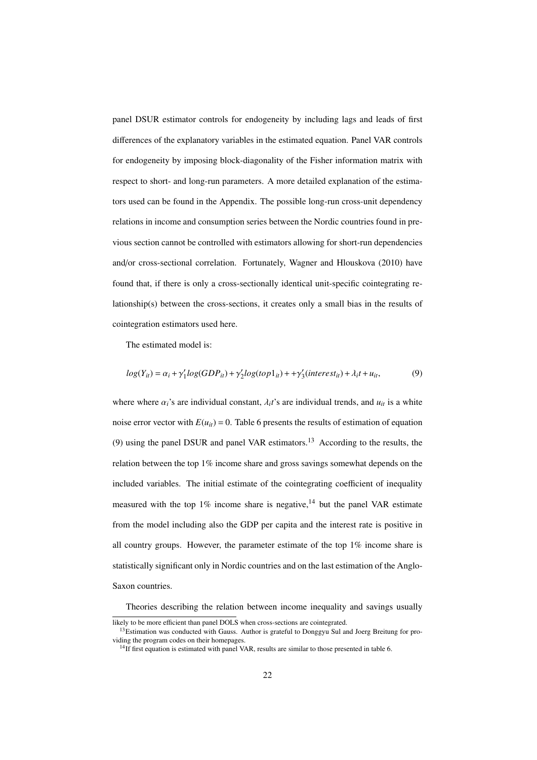panel DSUR estimator controls for endogeneity by including lags and leads of first differences of the explanatory variables in the estimated equation. Panel VAR controls for endogeneity by imposing block-diagonality of the Fisher information matrix with respect to short- and long-run parameters. A more detailed explanation of the estimators used can be found in the Appendix. The possible long-run cross-unit dependency relations in income and consumption series between the Nordic countries found in previous section cannot be controlled with estimators allowing for short-run dependencies and/or cross-sectional correlation. Fortunately, Wagner and Hlouskova (2010) have found that, if there is only a cross-sectionally identical unit-specific cointegrating relationship(s) between the cross-sections, it creates only a small bias in the results of cointegration estimators used here.

The estimated model is:

$$log(Y_{it}) = \alpha_i + \gamma_1' log(GDP_{it}) + \gamma_2' log(top1_{it}) + +\gamma_3'(interest_{it}) + \lambda_i t + u_{it}, \tag{9}$$

where where $\alpha_i$'s are individual constant, $\lambda_i t$'s are individual trends, and $u_{it}$ is a white noise error vector with $E(u_{it}) = 0$. Table 6 presents the results of estimation of equation (9) using the panel DSUR and panel VAR estimators.[13] According to the results, the relation between the top 1% income share and gross savings somewhat depends on the included variables. The initial estimate of the cointegrating coefficient of inequality measured with the top 1% income share is negative,[14] but the panel VAR estimate from the model including also the GDP per capita and the interest rate is positive in all country groups. However, the parameter estimate of the top 1% income share is statistically significant only in Nordic countries and on the last estimation of the Anglo-Saxon countries.

Theories describing the relation between income inequality and savings usually

likely to be more efficient than panel DOLS when cross-sections are cointegrated.

[13] Estimation was conducted with Gauss. Author is grateful to Donggyu Sul and Joerg Breitung for providing the program codes on their homepages.

[14] If first equation is estimated with panel VAR, results are similar to those presented in table 6.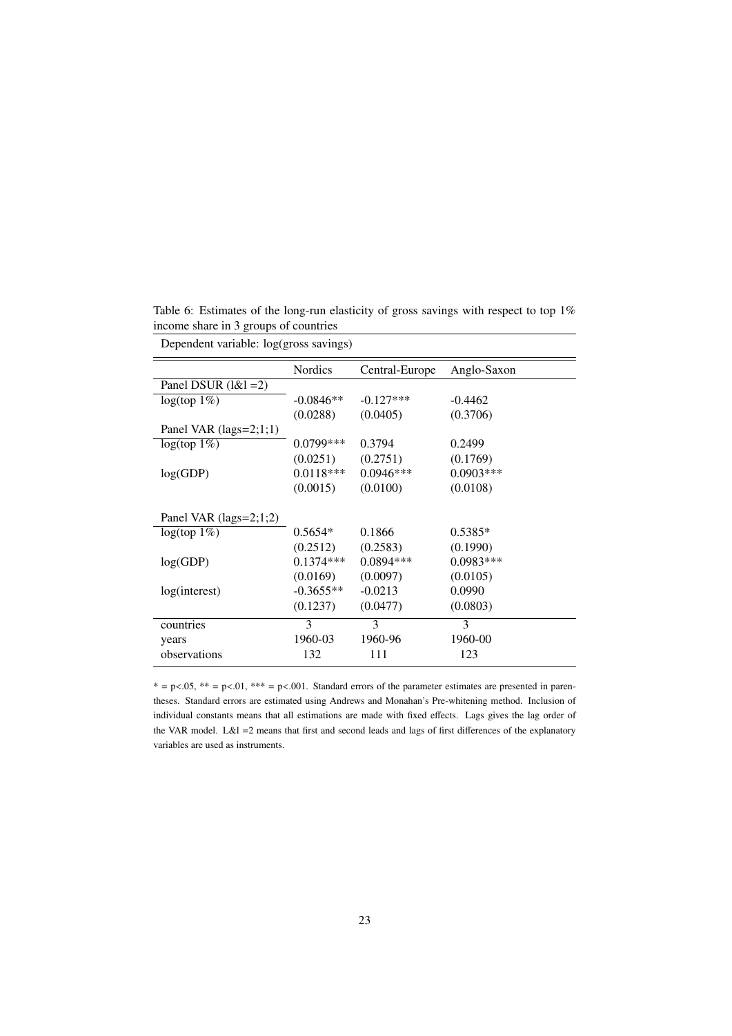Table 6: Estimates of the long-run elasticity of gross savings with respect to top 1% income share in 3 groups of countries

Dependent variable: log(gross savings)

| | Nordics | Central-Europe | Anglo-Saxon |
|---|---|---|---|
| Panel DSUR (l&l =2) | | | |
| log(top 1%) | -0.0846** | -0.127*** | -0.4462 |
| | (0.0288) | (0.0405) | (0.3706) |
| Panel VAR (lags=2;1;1) | | | |
| log(top 1%) | 0.0799*** | 0.3794 | 0.2499 |
| | (0.0251) | (0.2751) | (0.1769) |
| log(GDP) | 0.0118*** | 0.0946*** | 0.0903*** |
| | (0.0015) | (0.0100) | (0.0108) |
| Panel VAR (lags=2;1;2) | | | |
| log(top 1%) | 0.5654* | 0.1866 | 0.5385* |
| | (0.2512) | (0.2583) | (0.1990) |
| log(GDP) | 0.1374*** | 0.0894*** | 0.0983*** |
| | (0.0169) | (0.0097) | (0.0105) |
| log(interest) | -0.3655** | -0.0213 | 0.0990 |
| | (0.1237) | (0.0477) | (0.0803) |
| countries | 3 | 3 | 3 |
| years | 1960-03 | 1960-96 | 1960-00 |
| observations | 132 | 111 | 123 |

* = p<.05, ** = p<.01, *** = p<.001. Standard errors of the parameter estimates are presented in parentheses. Standard errors are estimated using Andrews and Monahan's Pre-whitening method. Inclusion of individual constants means that all estimations are made with fixed effects. Lags gives the lag order of the VAR model. L&l =2 means that first and second leads and lags of first differences of the explanatory variables are used as instruments.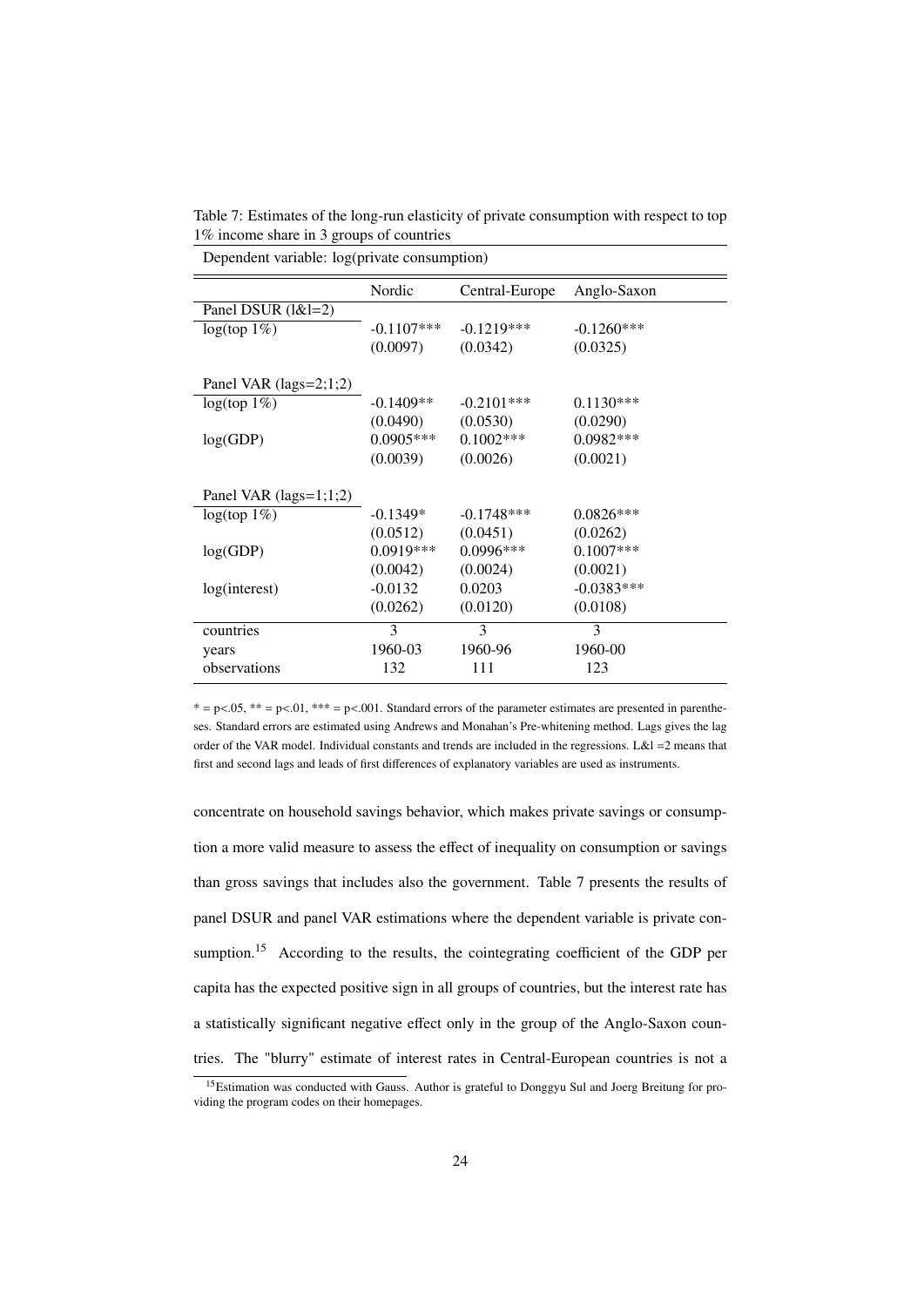Table 7: Estimates of the long-run elasticity of private consumption with respect to top 1% income share in 3 groups of countries

Dependent variable: log(private consumption)

| | Nordic | Central-Europe | Anglo-Saxon |
|---|---|---|---|
| Panel DSUR (l&l=2) | | | |
| log(top 1%) | -0.1107*** | -0.1219*** | -0.1260*** |
| | (0.0097) | (0.0342) | (0.0325) |
| Panel VAR (lags=2;1;2) | | | |
| log(top 1%) | -0.1409** | -0.2101*** | 0.1130*** |
| | (0.0490) | (0.0530) | (0.0290) |
| log(GDP) | 0.0905*** | 0.1002*** | 0.0982*** |
| | (0.0039) | (0.0026) | (0.0021) |
| Panel VAR (lags=1;1;2) | | | |
| log(top 1%) | -0.1349* | -0.1748*** | 0.0826*** |
| | (0.0512) | (0.0451) | (0.0262) |
| log(GDP) | 0.0919*** | 0.0996*** | 0.1007*** |
| | (0.0042) | (0.0024) | (0.0021) |
| log(interest) | -0.0132 | 0.0203 | -0.0383*** |
| | (0.0262) | (0.0120) | (0.0108) |
| countries | 3 | 3 | 3 |
| years | 1960-03 | 1960-96 | 1960-00 |
| observations | 132 | 111 | 123 |

\* = p<.05, ** = p<.01, *** = p<.001. Standard errors of the parameter estimates are presented in parentheses. Standard errors are estimated using Andrews and Monahan's Pre-whitening method. Lags gives the lag order of the VAR model. Individual constants and trends are included in the regressions. L&l =2 means that first and second lags and leads of first differences of explanatory variables are used as instruments.

concentrate on household savings behavior, which makes private savings or consumption a more valid measure to assess the effect of inequality on consumption or savings than gross savings that includes also the government. Table 7 presents the results of panel DSUR and panel VAR estimations where the dependent variable is private consumption.[15] According to the results, the cointegrating coefficient of the GDP per capita has the expected positive sign in all groups of countries, but the interest rate has a statistically significant negative effect only in the group of the Anglo-Saxon countries. The "blurry" estimate of interest rates in Central-European countries is not a

[15] Estimation was conducted with Gauss. Author is grateful to Donggyu Sul and Joerg Breitung for providing the program codes on their homepages.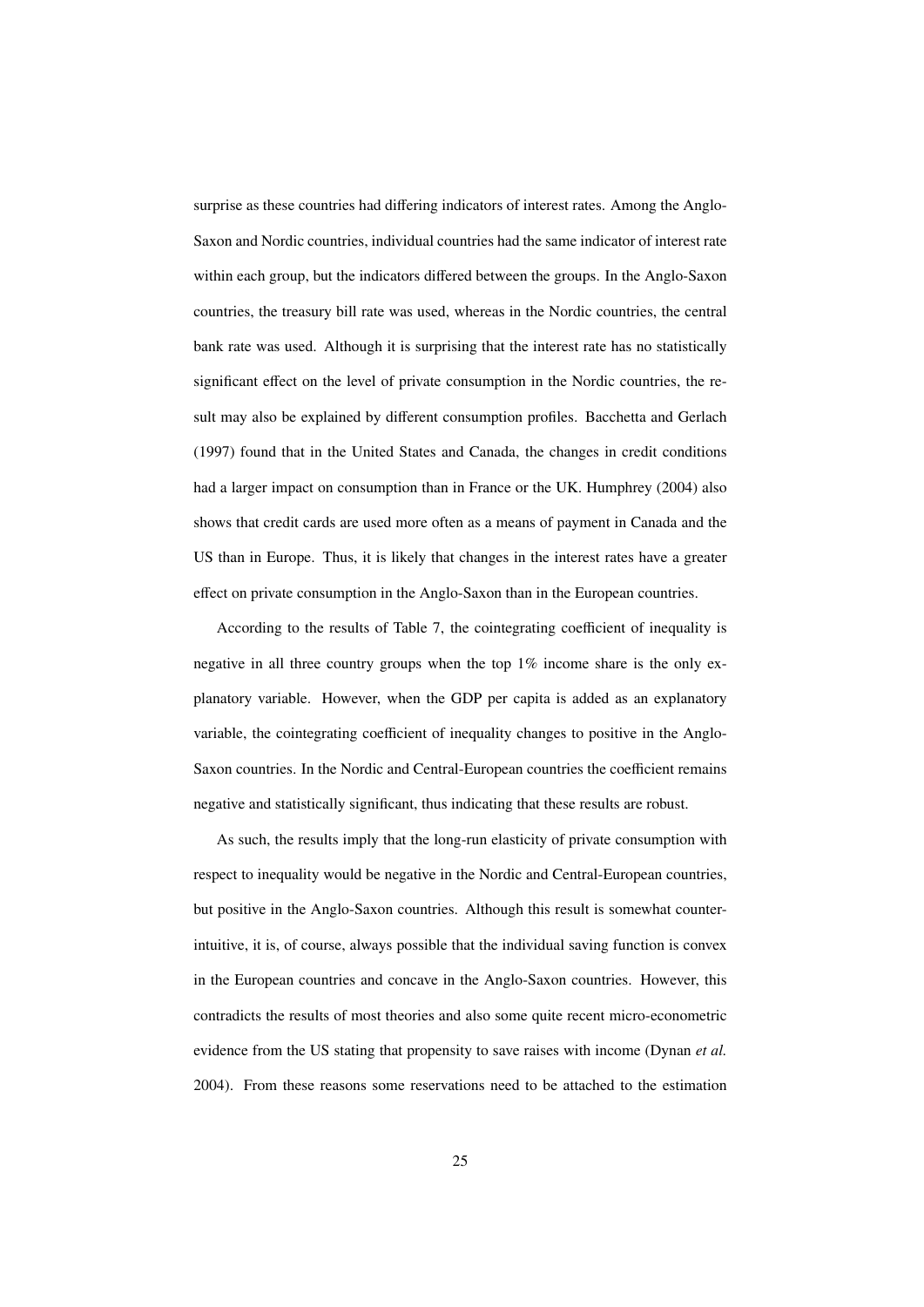surprise as these countries had differing indicators of interest rates. Among the Anglo-Saxon and Nordic countries, individual countries had the same indicator of interest rate within each group, but the indicators differed between the groups. In the Anglo-Saxon countries, the treasury bill rate was used, whereas in the Nordic countries, the central bank rate was used. Although it is surprising that the interest rate has no statistically significant effect on the level of private consumption in the Nordic countries, the result may also be explained by different consumption profiles. Bacchetta and Gerlach (1997) found that in the United States and Canada, the changes in credit conditions had a larger impact on consumption than in France or the UK. Humphrey (2004) also shows that credit cards are used more often as a means of payment in Canada and the US than in Europe. Thus, it is likely that changes in the interest rates have a greater effect on private consumption in the Anglo-Saxon than in the European countries.

According to the results of Table 7, the cointegrating coefficient of inequality is negative in all three country groups when the top 1% income share is the only explanatory variable. However, when the GDP per capita is added as an explanatory variable, the cointegrating coefficient of inequality changes to positive in the Anglo-Saxon countries. In the Nordic and Central-European countries the coefficient remains negative and statistically significant, thus indicating that these results are robust.

As such, the results imply that the long-run elasticity of private consumption with respect to inequality would be negative in the Nordic and Central-European countries, but positive in the Anglo-Saxon countries. Although this result is somewhat counter-intuitive, it is, of course, always possible that the individual saving function is convex in the European countries and concave in the Anglo-Saxon countries. However, this contradicts the results of most theories and also some quite recent micro-econometric evidence from the US stating that propensity to save raises with income (Dynan *et al.* 2004). From these reasons some reservations need to be attached to the estimation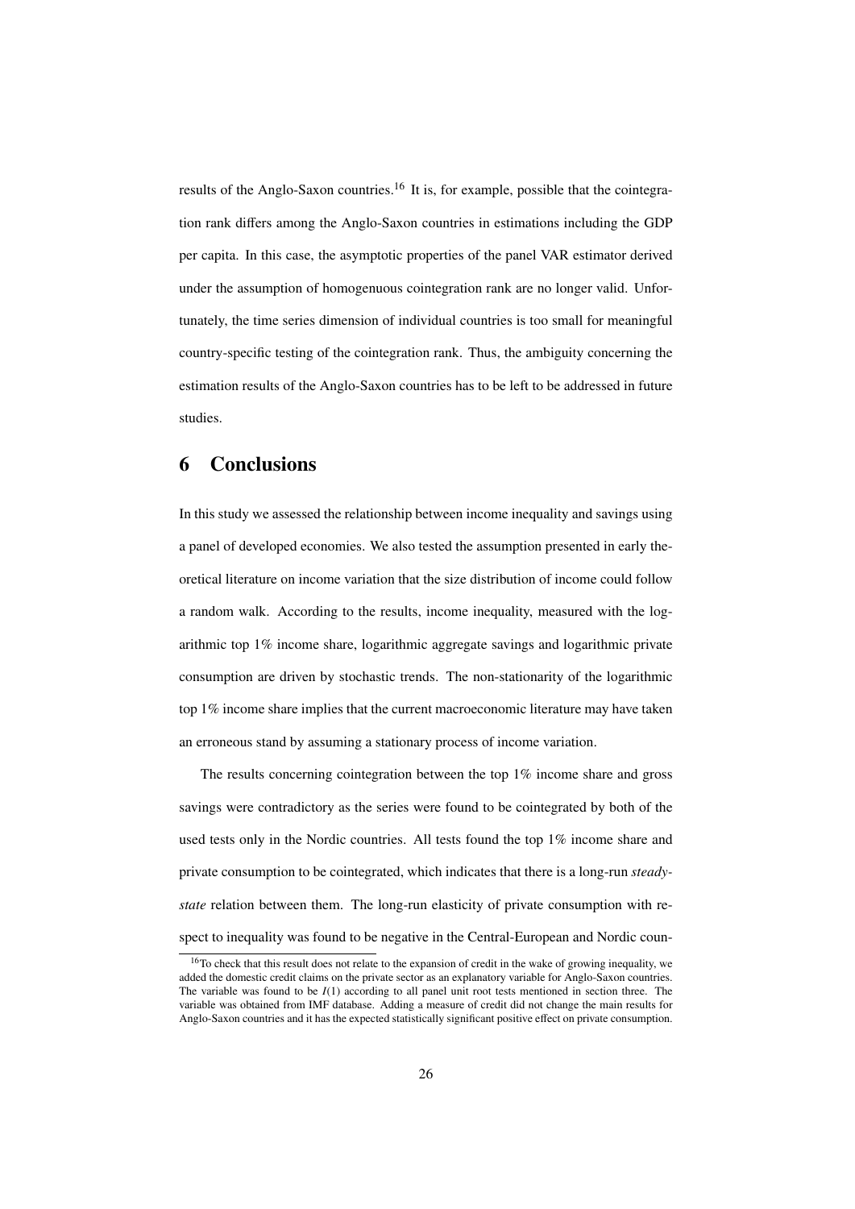results of the Anglo-Saxon countries.[16] It is, for example, possible that the cointegration rank differs among the Anglo-Saxon countries in estimations including the GDP per capita. In this case, the asymptotic properties of the panel VAR estimator derived under the assumption of homogenuous cointegration rank are no longer valid. Unfortunately, the time series dimension of individual countries is too small for meaningful country-specific testing of the cointegration rank. Thus, the ambiguity concerning the estimation results of the Anglo-Saxon countries has to be left to be addressed in future studies.

# 6 Conclusions

In this study we assessed the relationship between income inequality and savings using a panel of developed economies. We also tested the assumption presented in early theoretical literature on income variation that the size distribution of income could follow a random walk. According to the results, income inequality, measured with the logarithmic top 1% income share, logarithmic aggregate savings and logarithmic private consumption are driven by stochastic trends. The non-stationarity of the logarithmic top 1% income share implies that the current macroeconomic literature may have taken an erroneous stand by assuming a stationary process of income variation.

The results concerning cointegration between the top 1% income share and gross savings were contradictory as the series were found to be cointegrated by both of the used tests only in the Nordic countries. All tests found the top 1% income share and private consumption to be cointegrated, which indicates that there is a long-run *steady-state* relation between them. The long-run elasticity of private consumption with respect to inequality was found to be negative in the Central-European and Nordic coun-

[16] To check that this result does not relate to the expansion of credit in the wake of growing inequality, we added the domestic credit claims on the private sector as an explanatory variable for Anglo-Saxon countries. The variable was found to be $I(1)$ according to all panel unit root tests mentioned in section three. The variable was obtained from IMF database. Adding a measure of credit did not change the main results for Anglo-Saxon countries and it has the expected statistically significant positive effect on private consumption.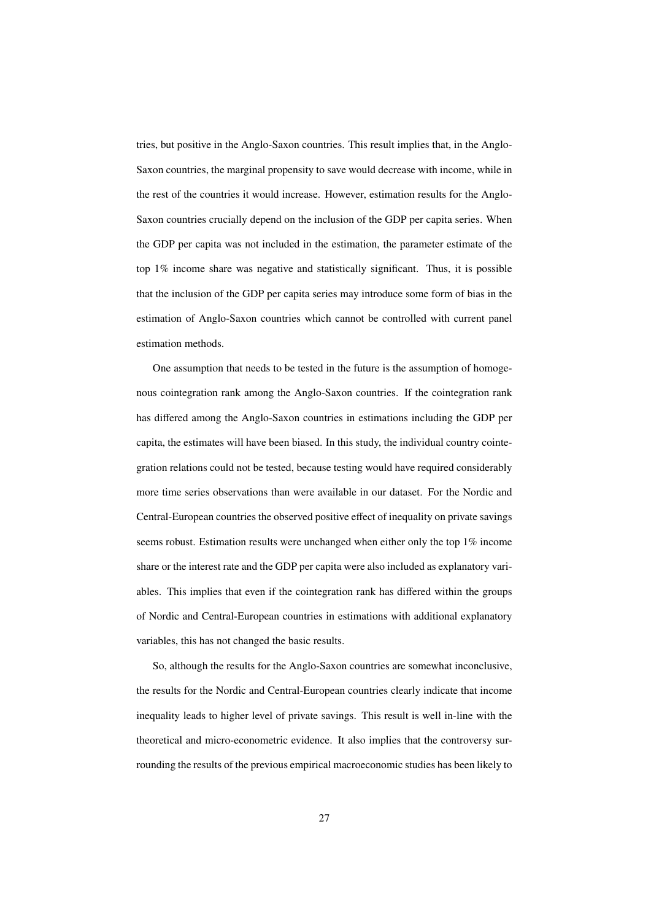tries, but positive in the Anglo-Saxon countries. This result implies that, in the Anglo-Saxon countries, the marginal propensity to save would decrease with income, while in the rest of the countries it would increase. However, estimation results for the Anglo-Saxon countries crucially depend on the inclusion of the GDP per capita series. When the GDP per capita was not included in the estimation, the parameter estimate of the top 1% income share was negative and statistically significant. Thus, it is possible that the inclusion of the GDP per capita series may introduce some form of bias in the estimation of Anglo-Saxon countries which cannot be controlled with current panel estimation methods.

One assumption that needs to be tested in the future is the assumption of homogenous cointegration rank among the Anglo-Saxon countries. If the cointegration rank has differed among the Anglo-Saxon countries in estimations including the GDP per capita, the estimates will have been biased. In this study, the individual country cointegration relations could not be tested, because testing would have required considerably more time series observations than were available in our dataset. For the Nordic and Central-European countries the observed positive effect of inequality on private savings seems robust. Estimation results were unchanged when either only the top 1% income share or the interest rate and the GDP per capita were also included as explanatory variables. This implies that even if the cointegration rank has differed within the groups of Nordic and Central-European countries in estimations with additional explanatory variables, this has not changed the basic results.

So, although the results for the Anglo-Saxon countries are somewhat inconclusive, the results for the Nordic and Central-European countries clearly indicate that income inequality leads to higher level of private savings. This result is well in-line with the theoretical and micro-econometric evidence. It also implies that the controversy surrounding the results of the previous empirical macroeconomic studies has been likely to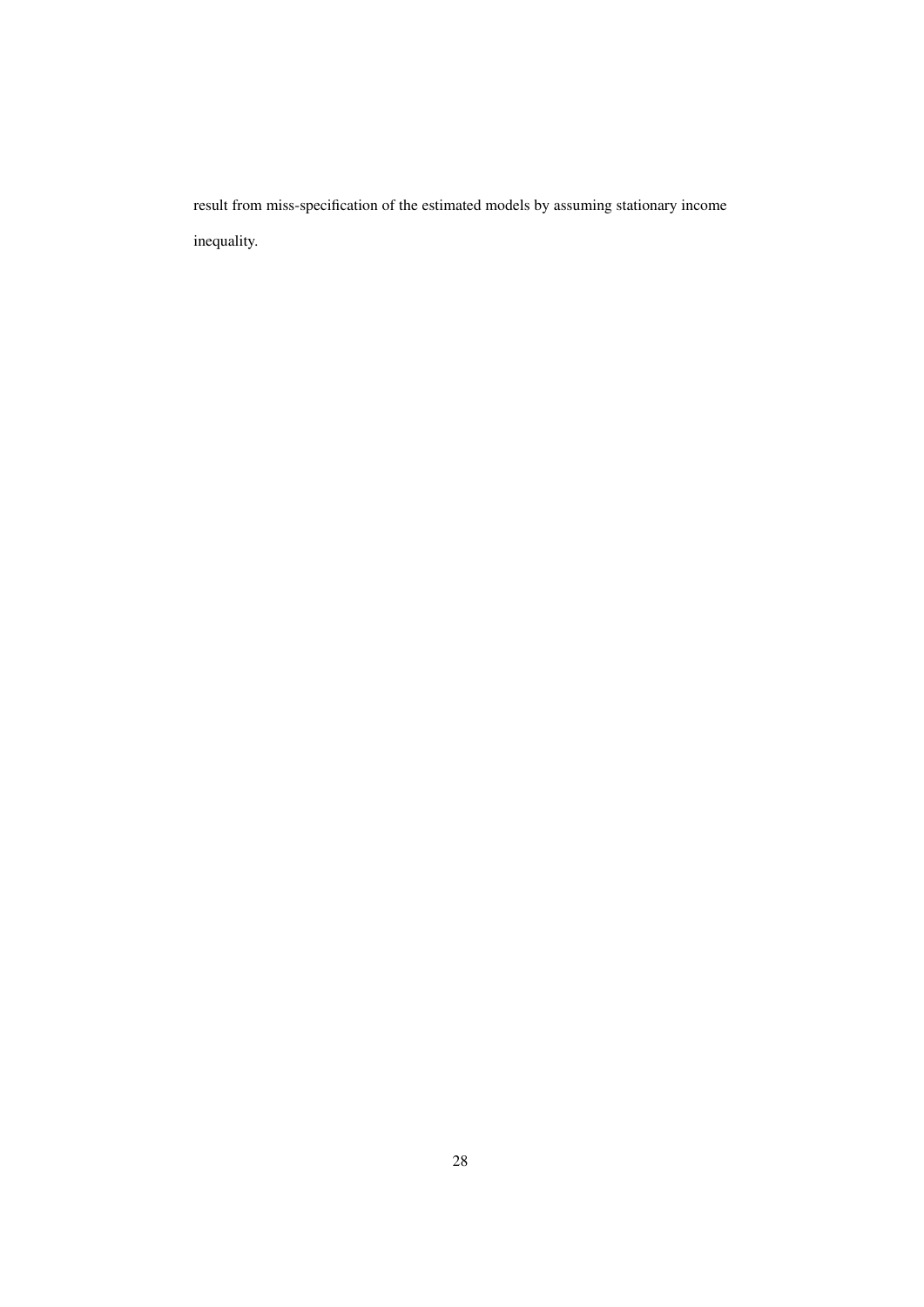result from miss-specification of the estimated models by assuming stationary income inequality.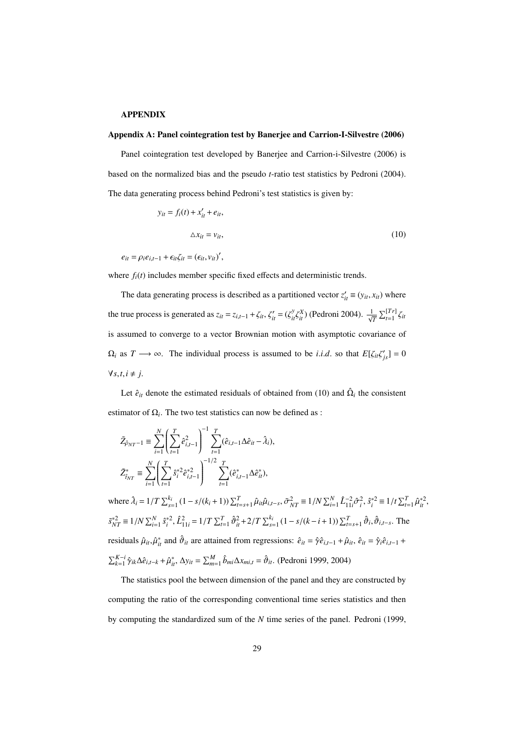# APPENDIX

## Appendix A: Panel cointegration test by Banerjee and Carrion-I-Silvestre (2006)

Panel cointegration test developed by Banerjee and Carrion-i-Silvestre (2006) is based on the normalized bias and the pseudo $t$-ratio test statistics by Pedroni (2004). The data generating process behind Pedroni's test statistics is given by:

$$y_{it} = f_i(t) + x'_{it} + e_{it},$$

$$\triangle x_{it} = v_{it}, \tag{10}$$

$$e_{it} = \rho_i e_{i,t-1} + \epsilon_{it}\zeta_{it} = (\epsilon_{it}, v_{it})',$$

where $f_i(t)$ includes member specific fixed effects and deterministic trends.

The data generating process is described as a partitioned vector $z'_{it} \equiv (y_{it}, x_{it})$ where the true process is generated as $z_{it} = z_{i,t-1} + \zeta_{it}$, $\zeta'_{it} = (\zeta^{y}_{it}\zeta^{X}_{it})$ (Pedroni 2004). $\frac{1}{\sqrt{T}}\sum_{t=1}^{[Tr]}\zeta_{it}$ is assumed to converge to a vector Brownian motion with asymptotic covariance of $\Omega_i$ as $T \longrightarrow \infty$. The individual process is assumed to be *i.i.d*. so that $E[\zeta_{it}\zeta'_{js}] = 0$ $\forall s, t, i \neq j$.

Let $\hat{e}_{it}$ denote the estimated residuals of obtained from (10) and $\hat{\Omega}_i$ the consistent estimator of $\Omega_i$. The two test statistics can now be defined as :

$$\tilde{Z}_{\hat{\rho}_{NT}-1} \equiv \sum_{i=1}^{N}\left(\sum_{t=1}^{T}\hat{e}^2_{i,t-1}\right)^{-1}\sum_{t=1}^{T}(\hat{e}_{i,t-1}\Delta\hat{e}_{it} - \hat{\lambda}_i),$$

$$\tilde{Z}^{*}_{\hat{t}_{NT}} \equiv \sum_{i=1}^{N}\left(\sum_{t=1}^{T}\hat{s}^{*2}_i\hat{e}^{*2}_{i,t-1}\right)^{-1/2}\sum_{t=1}^{T}(\hat{e}^{*}_{i,t-1}\Delta\hat{e}^{*}_{it}),$$

where $\hat{\lambda}_i = 1/T\sum_{s=1}^{k_i}(1 - s/(k_i+1))\sum_{t=s+1}^{T}\hat{\mu}_{it}\hat{\mu}_{i,t-s}$, $\tilde{\sigma}^2_{NT} \equiv 1/N\sum_{i=1}^{N}\hat{L}^{-2}_{11i}\hat{\sigma}^2_i$, $\hat{s}^{*2}_i \equiv 1/t\sum_{t=1}^{T}\hat{\mu}^{*2}_{it}$, $\tilde{s}^{*2}_{NT} \equiv 1/N\sum_{i=1}^{N}\hat{s}^{*2}_i$, $\hat{L}^2_{11i} = 1/T\sum_{t=1}^{T}\hat{\vartheta}^2_{it} + 2/T\sum_{s=1}^{k_i}(1 - s/(k-i+1))\sum_{t=s+1}^{T}\hat{\vartheta}_i, \hat{\vartheta}_{i,t-s}$. The residuals $\hat{\mu}_{it}, \hat{\mu}^{*}_{it}$ and $\hat{\vartheta}_{it}$ are attained from regressions: $\hat{e}_{it} = \hat{\gamma}\hat{e}_{i,t-1} + \hat{\mu}_{it}$, $\hat{e}_{it} = \hat{\gamma}_i\hat{e}_{i,t-1} + \sum_{k=1}^{K-i}\hat{\gamma}_{ik}\Delta\hat{e}_{i,t-k} + \hat{\mu}^{*}_{it}$, $\Delta y_{it} = \sum_{m=1}^{M}\hat{b}_{mi}\Delta x_{mi,t} = \hat{\vartheta}_{it}$. (Pedroni 1999, 2004)

The statistics pool the between dimension of the panel and they are constructed by computing the ratio of the corresponding conventional time series statistics and then by computing the standardized sum of the $N$ time series of the panel. Pedroni (1999,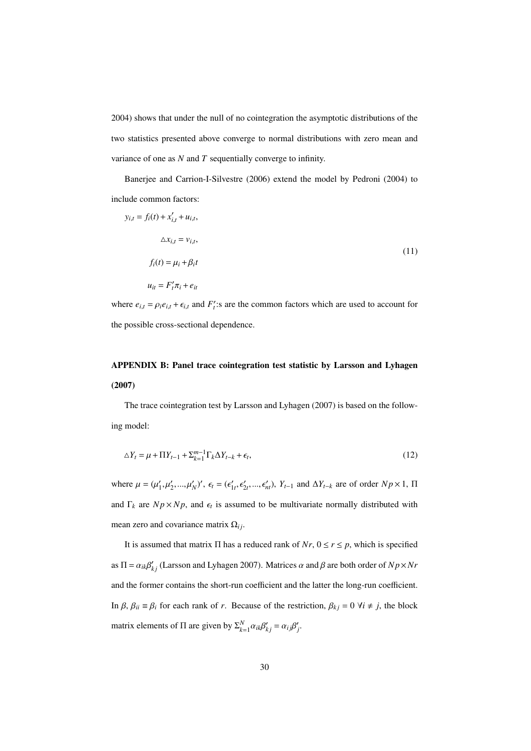2004) shows that under the null of no cointegration the asymptotic distributions of the two statistics presented above converge to normal distributions with zero mean and variance of one as $N$ and $T$ sequentially converge to infinity.

Banerjee and Carrion-I-Silvestre (2006) extend the model by Pedroni (2004) to include common factors:

$$
\begin{aligned}
y_{i,t} &= f_i(t) + x'_{i,t} + u_{i,t}, \\
\triangle x_{i,t} &= v_{i,t}, \\
f_i(t) &= \mu_i + \beta_i t \\
u_{it} &= F'_t \pi_i + e_{it}
\end{aligned}
\tag{11}
$$

where $e_{i,t} = \rho_i e_{i,t} + \epsilon_{i,t}$ and $F'_t$:s are the common factors which are used to account for the possible cross-sectional dependence.

## APPENDIX B: Panel trace cointegration test statistic by Larsson and Lyhagen (2007)

The trace cointegration test by Larsson and Lyhagen (2007) is based on the following model:

$$
\triangle Y_t = \mu + \Pi Y_{t-1} + \Sigma_{k=1}^{m-1} \Gamma_k \Delta Y_{t-k} + \epsilon_t, \tag{12}
$$

where $\mu = (\mu'_1, \mu'_2, ..., \mu'_N)'$, $\epsilon_t = (\epsilon'_{1t}, \epsilon'_{2t}, ..., \epsilon'_{nt})$, $Y_{t-1}$ and $\Delta Y_{t-k}$ are of order $Np \times 1$, $\Pi$ and $\Gamma_k$ are $Np \times Np$, and $\epsilon_t$ is assumed to be multivariate normally distributed with mean zero and covariance matrix $\Omega_{ij}$.

It is assumed that matrix $\Pi$ has a reduced rank of $Nr$, $0 \leq r \leq p$, which is specified as $\Pi = \alpha_{ik} \beta'_{kj}$ (Larsson and Lyhagen 2007). Matrices $\alpha$ and $\beta$ are both order of $Np \times Nr$ and the former contains the short-run coefficient and the latter the long-run coefficient. In $\beta$, $\beta_{ii} \equiv \beta_i$ for each rank of $r$. Because of the restriction, $\beta_{kj} = 0 \; \forall i \neq j$, the block matrix elements of $\Pi$ are given by $\Sigma_{k=1}^{N} \alpha_{ik} \beta'_{kj} = \alpha_{ij} \beta'_j$.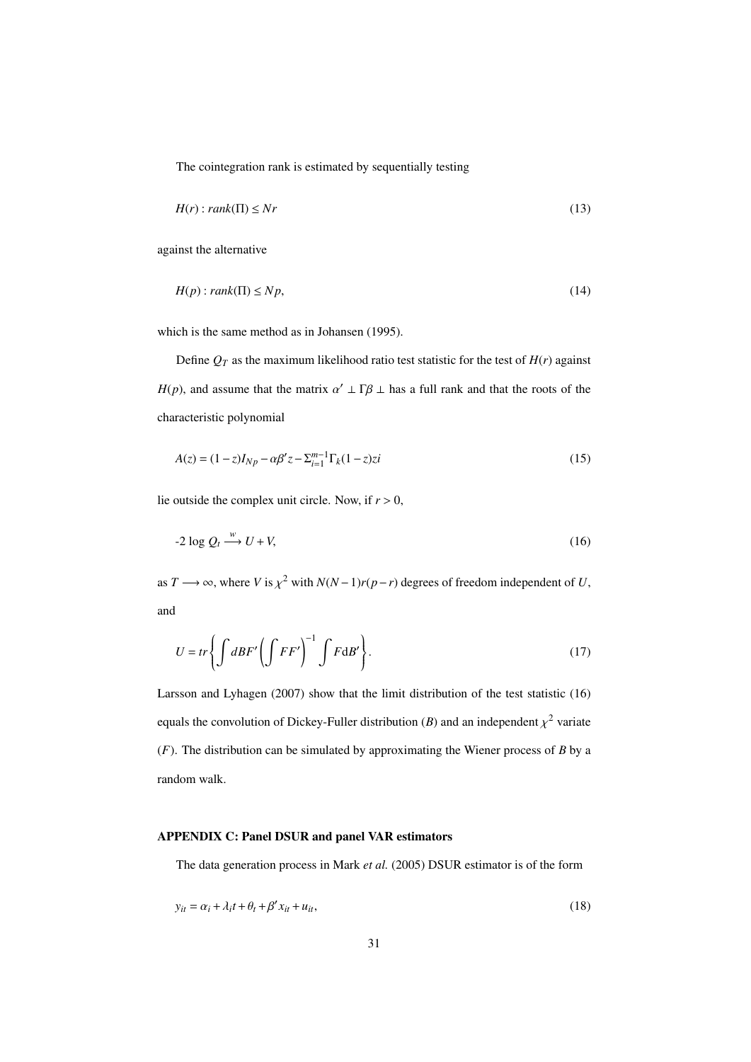The cointegration rank is estimated by sequentially testing

$$H(r) : rank(\Pi) \leq Nr \tag{13}$$

against the alternative

$$H(p) : rank(\Pi) \leq Np, \tag{14}$$

which is the same method as in Johansen (1995).

Define $Q_T$ as the maximum likelihood ratio test statistic for the test of $H(r)$ against $H(p)$, and assume that the matrix $\alpha' \perp \Gamma\beta \perp$ has a full rank and that the roots of the characteristic polynomial

$$A(z) = (1-z)I_{Np} - \alpha\beta' z - \Sigma_{i=1}^{m-1}\Gamma_k(1-z)zi \tag{15}$$

lie outside the complex unit circle. Now, if $r > 0$,

$$\text{-2 log } Q_t \xrightarrow{w} U + V, \tag{16}$$

as $T \longrightarrow \infty$, where $V$ is $\chi^2$ with $N(N-1)r(p-r)$ degrees of freedom independent of $U$, and

$$U = tr\left\{\int dBF'\left(\int FF'\right)^{-1}\int F\text{d}B'\right\}. \tag{17}$$

Larsson and Lyhagen (2007) show that the limit distribution of the test statistic (16) equals the convolution of Dickey-Fuller distribution ($B$) and an independent $\chi^2$ variate ($F$). The distribution can be simulated by approximating the Wiener process of $B$ by a random walk.

**APPENDIX C: Panel DSUR and panel VAR estimators**

The data generation process in Mark *et al.* (2005) DSUR estimator is of the form

$$y_{it} = \alpha_i + \lambda_i t + \theta_t + \beta' x_{it} + u_{it}, \tag{18}$$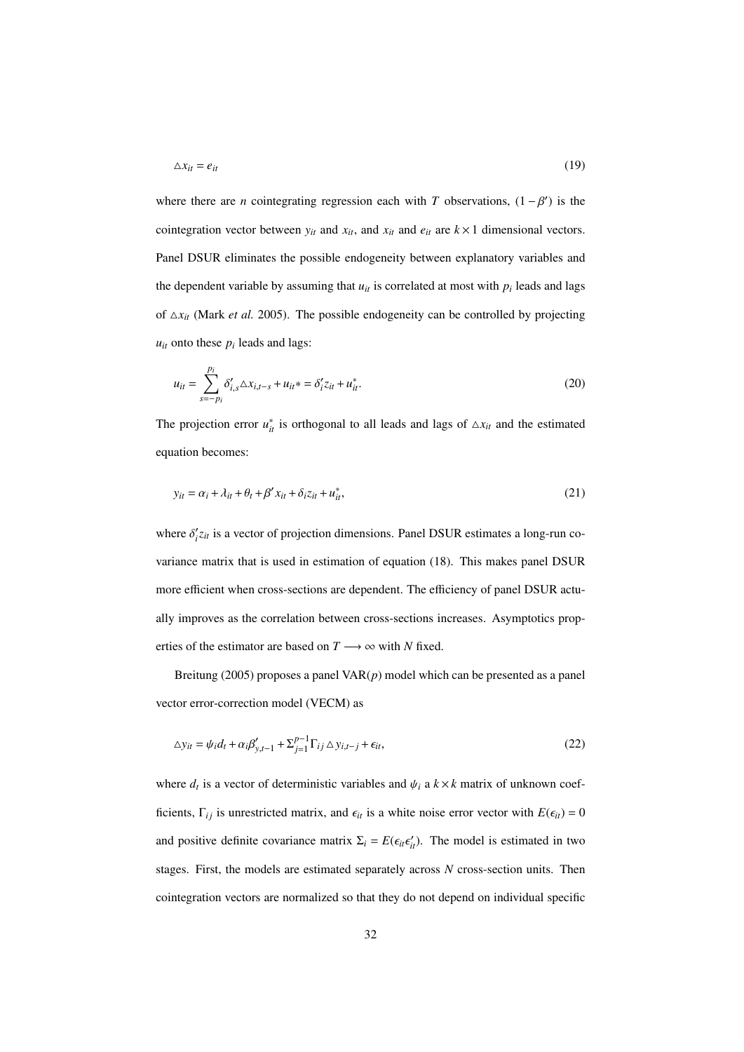$$\triangle x_{it} = e_{it} \tag{19}$$

where there are $n$ cointegrating regression each with $T$ observations, $(1 - \beta')$ is the cointegration vector between $y_{it}$ and $x_{it}$, and $x_{it}$ and $e_{it}$ are $k \times 1$ dimensional vectors. Panel DSUR eliminates the possible endogeneity between explanatory variables and the dependent variable by assuming that $u_{it}$ is correlated at most with $p_i$ leads and lags of $\triangle x_{it}$ (Mark *et al.* 2005). The possible endogeneity can be controlled by projecting $u_{it}$ onto these $p_i$ leads and lags:

$$u_{it} = \sum_{s=-p_i}^{p_i} \delta'_{i,s} \triangle x_{i,t-s} + u_{it}* = \delta'_i z_{it} + u^*_{it}. \tag{20}$$

The projection error $u^*_{it}$ is orthogonal to all leads and lags of $\triangle x_{it}$ and the estimated equation becomes:

$$y_{it} = \alpha_i + \lambda_{it} + \theta_t + \beta' x_{it} + \delta_i z_{it} + u^*_{it}, \tag{21}$$

where $\delta'_i z_{it}$ is a vector of projection dimensions. Panel DSUR estimates a long-run covariance matrix that is used in estimation of equation (18). This makes panel DSUR more efficient when cross-sections are dependent. The efficiency of panel DSUR actually improves as the correlation between cross-sections increases. Asymptotics properties of the estimator are based on $T \longrightarrow \infty$ with $N$ fixed.

Breitung (2005) proposes a panel VAR($p$) model which can be presented as a panel vector error-correction model (VECM) as

$$\triangle y_{it} = \psi_i d_t + \alpha_i \beta'_{y,t-1} + \Sigma_{j=1}^{p-1} \Gamma_{ij} \triangle y_{i,t-j} + \epsilon_{it}, \tag{22}$$

where $d_t$ is a vector of deterministic variables and $\psi_i$ a $k \times k$ matrix of unknown coefficients, $\Gamma_{ij}$ is unrestricted matrix, and $\epsilon_{it}$ is a white noise error vector with $E(\epsilon_{it}) = 0$ and positive definite covariance matrix $\Sigma_i = E(\epsilon_{it}\epsilon'_{it})$. The model is estimated in two stages. First, the models are estimated separately across $N$ cross-section units. Then cointegration vectors are normalized so that they do not depend on individual specific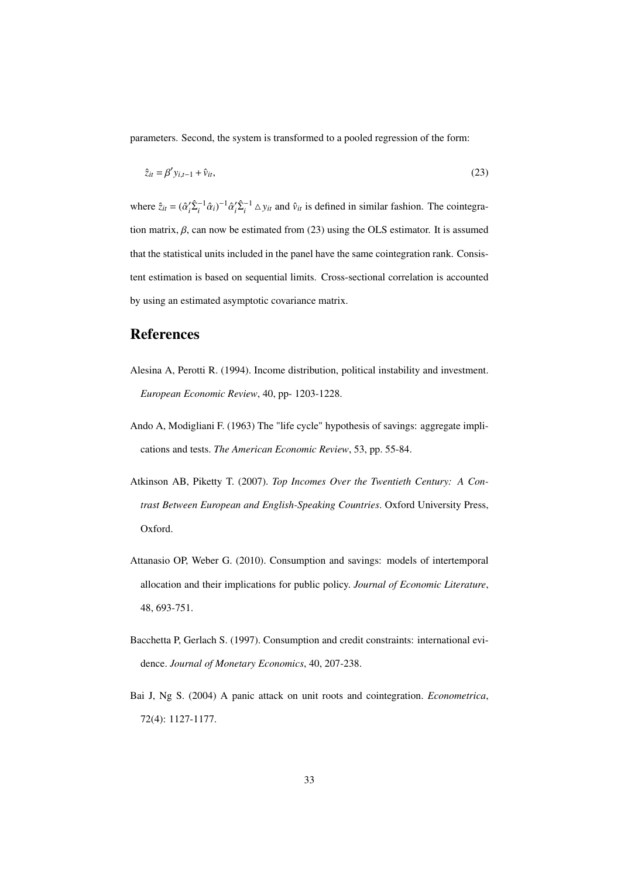parameters. Second, the system is transformed to a pooled regression of the form:

$$\hat{z}_{it} = \beta' y_{i,t-1} + \hat{v}_{it}, \tag{23}$$

where $\hat{z}_{it} = (\hat{\alpha}_i' \hat{\Sigma}_i^{-1} \hat{\alpha}_i)^{-1} \hat{\alpha}_i' \hat{\Sigma}_i^{-1} \triangle y_{it}$ and $\hat{v}_{it}$ is defined in similar fashion. The cointegration matrix, $\beta$, can now be estimated from (23) using the OLS estimator. It is assumed that the statistical units included in the panel have the same cointegration rank. Consistent estimation is based on sequential limits. Cross-sectional correlation is accounted by using an estimated asymptotic covariance matrix.

# References

Alesina A, Perotti R. (1994). Income distribution, political instability and investment. *European Economic Review*, 40, pp- 1203-1228.

Ando A, Modigliani F. (1963) The "life cycle" hypothesis of savings: aggregate implications and tests. *The American Economic Review*, 53, pp. 55-84.

Atkinson AB, Piketty T. (2007). *Top Incomes Over the Twentieth Century: A Contrast Between European and English-Speaking Countries*. Oxford University Press, Oxford.

Attanasio OP, Weber G. (2010). Consumption and savings: models of intertemporal allocation and their implications for public policy. *Journal of Economic Literature*, 48, 693-751.

Bacchetta P, Gerlach S. (1997). Consumption and credit constraints: international evidence. *Journal of Monetary Economics*, 40, 207-238.

Bai J, Ng S. (2004) A panic attack on unit roots and cointegration. *Econometrica*, 72(4): 1127-1177.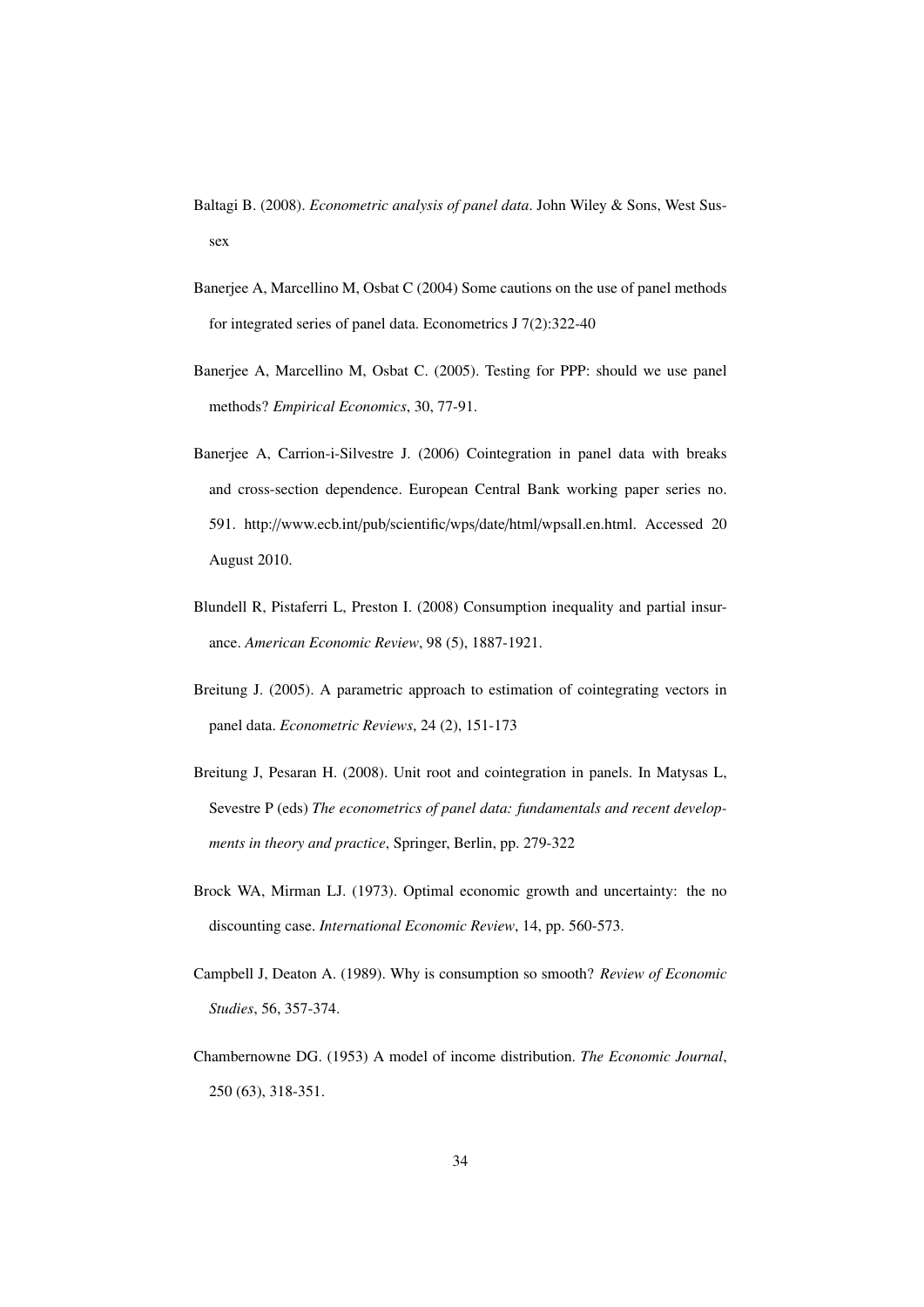Baltagi B. (2008). *Econometric analysis of panel data*. John Wiley & Sons, West Sussex

Banerjee A, Marcellino M, Osbat C (2004) Some cautions on the use of panel methods for integrated series of panel data. Econometrics J 7(2):322-40

Banerjee A, Marcellino M, Osbat C. (2005). Testing for PPP: should we use panel methods? *Empirical Economics*, 30, 77-91.

Banerjee A, Carrion-i-Silvestre J. (2006) Cointegration in panel data with breaks and cross-section dependence. European Central Bank working paper series no. 591. http://www.ecb.int/pub/scientific/wps/date/html/wpsall.en.html. Accessed 20 August 2010.

Blundell R, Pistaferri L, Preston I. (2008) Consumption inequality and partial insurance. *American Economic Review*, 98 (5), 1887-1921.

Breitung J. (2005). A parametric approach to estimation of cointegrating vectors in panel data. *Econometric Reviews*, 24 (2), 151-173

Breitung J, Pesaran H. (2008). Unit root and cointegration in panels. In Matysas L, Sevestre P (eds) *The econometrics of panel data: fundamentals and recent developments in theory and practice*, Springer, Berlin, pp. 279-322

Brock WA, Mirman LJ. (1973). Optimal economic growth and uncertainty: the no discounting case. *International Economic Review*, 14, pp. 560-573.

Campbell J, Deaton A. (1989). Why is consumption so smooth? *Review of Economic Studies*, 56, 357-374.

Chambernowne DG. (1953) A model of income distribution. *The Economic Journal*, 250 (63), 318-351.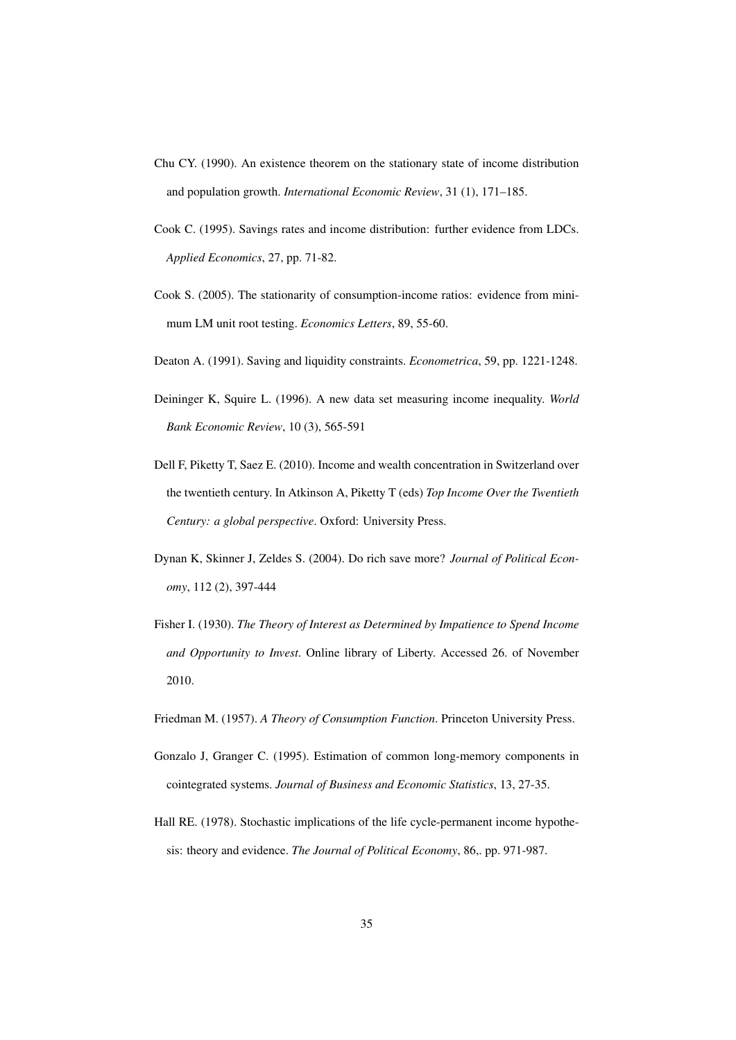Chu CY. (1990). An existence theorem on the stationary state of income distribution and population growth. *International Economic Review*, 31 (1), 171–185.

Cook C. (1995). Savings rates and income distribution: further evidence from LDCs. *Applied Economics*, 27, pp. 71-82.

Cook S. (2005). The stationarity of consumption-income ratios: evidence from minimum LM unit root testing. *Economics Letters*, 89, 55-60.

Deaton A. (1991). Saving and liquidity constraints. *Econometrica*, 59, pp. 1221-1248.

Deininger K, Squire L. (1996). A new data set measuring income inequality. *World Bank Economic Review*, 10 (3), 565-591

Dell F, Piketty T, Saez E. (2010). Income and wealth concentration in Switzerland over the twentieth century. In Atkinson A, Piketty T (eds) *Top Income Over the Twentieth Century: a global perspective*. Oxford: University Press.

Dynan K, Skinner J, Zeldes S. (2004). Do rich save more? *Journal of Political Economy*, 112 (2), 397-444

Fisher I. (1930). *The Theory of Interest as Determined by Impatience to Spend Income and Opportunity to Invest*. Online library of Liberty. Accessed 26. of November 2010.

Friedman M. (1957). *A Theory of Consumption Function*. Princeton University Press.

Gonzalo J, Granger C. (1995). Estimation of common long-memory components in cointegrated systems. *Journal of Business and Economic Statistics*, 13, 27-35.

Hall RE. (1978). Stochastic implications of the life cycle-permanent income hypothesis: theory and evidence. *The Journal of Political Economy*, 86,. pp. 971-987.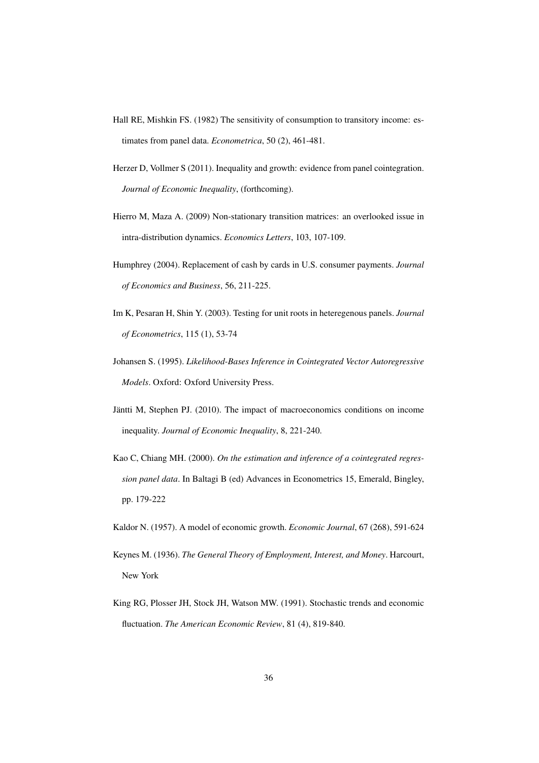Hall RE, Mishkin FS. (1982) The sensitivity of consumption to transitory income: estimates from panel data. *Econometrica*, 50 (2), 461-481.

Herzer D, Vollmer S (2011). Inequality and growth: evidence from panel cointegration. *Journal of Economic Inequality*, (forthcoming).

Hierro M, Maza A. (2009) Non-stationary transition matrices: an overlooked issue in intra-distribution dynamics. *Economics Letters*, 103, 107-109.

Humphrey (2004). Replacement of cash by cards in U.S. consumer payments. *Journal of Economics and Business*, 56, 211-225.

Im K, Pesaran H, Shin Y. (2003). Testing for unit roots in heteregenous panels. *Journal of Econometrics*, 115 (1), 53-74

Johansen S. (1995). *Likelihood-Bases Inference in Cointegrated Vector Autoregressive Models*. Oxford: Oxford University Press.

Jäntti M, Stephen PJ. (2010). The impact of macroeconomics conditions on income inequality. *Journal of Economic Inequality*, 8, 221-240.

Kao C, Chiang MH. (2000). *On the estimation and inference of a cointegrated regression panel data*. In Baltagi B (ed) Advances in Econometrics 15, Emerald, Bingley, pp. 179-222

Kaldor N. (1957). A model of economic growth. *Economic Journal*, 67 (268), 591-624

Keynes M. (1936). *The General Theory of Employment, Interest, and Money*. Harcourt, New York

King RG, Plosser JH, Stock JH, Watson MW. (1991). Stochastic trends and economic fluctuation. *The American Economic Review*, 81 (4), 819-840.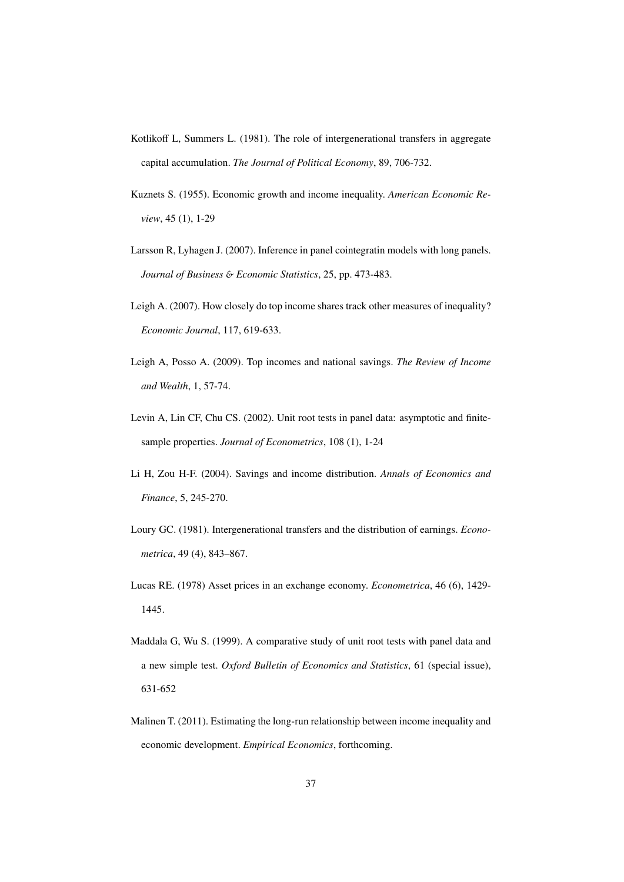Kotlikoff L, Summers L. (1981). The role of intergenerational transfers in aggregate capital accumulation. *The Journal of Political Economy*, 89, 706-732.

Kuznets S. (1955). Economic growth and income inequality. *American Economic Review*, 45 (1), 1-29

Larsson R, Lyhagen J. (2007). Inference in panel cointegratin models with long panels. *Journal of Business & Economic Statistics*, 25, pp. 473-483.

Leigh A. (2007). How closely do top income shares track other measures of inequality? *Economic Journal*, 117, 619-633.

Leigh A, Posso A. (2009). Top incomes and national savings. *The Review of Income and Wealth*, 1, 57-74.

Levin A, Lin CF, Chu CS. (2002). Unit root tests in panel data: asymptotic and finite-sample properties. *Journal of Econometrics*, 108 (1), 1-24

Li H, Zou H-F. (2004). Savings and income distribution. *Annals of Economics and Finance*, 5, 245-270.

Loury GC. (1981). Intergenerational transfers and the distribution of earnings. *Econometrica*, 49 (4), 843–867.

Lucas RE. (1978) Asset prices in an exchange economy. *Econometrica*, 46 (6), 1429-1445.

Maddala G, Wu S. (1999). A comparative study of unit root tests with panel data and a new simple test. *Oxford Bulletin of Economics and Statistics*, 61 (special issue), 631-652

Malinen T. (2011). Estimating the long-run relationship between income inequality and economic development. *Empirical Economics*, forthcoming.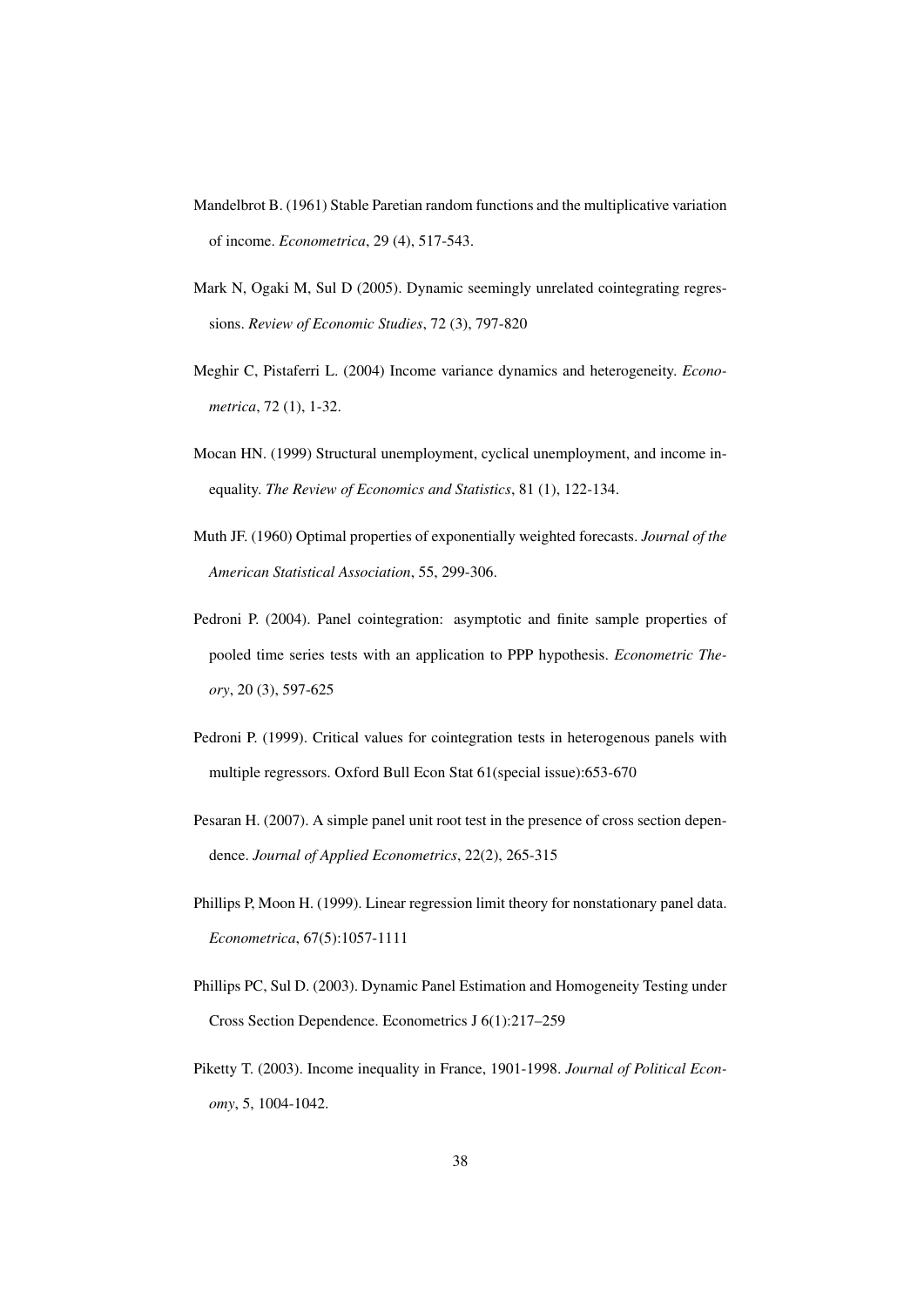Mandelbrot B. (1961) Stable Paretian random functions and the multiplicative variation of income. *Econometrica*, 29 (4), 517-543.

Mark N, Ogaki M, Sul D (2005). Dynamic seemingly unrelated cointegrating regressions. *Review of Economic Studies*, 72 (3), 797-820

Meghir C, Pistaferri L. (2004) Income variance dynamics and heterogeneity. *Econometrica*, 72 (1), 1-32.

Mocan HN. (1999) Structural unemployment, cyclical unemployment, and income inequality. *The Review of Economics and Statistics*, 81 (1), 122-134.

Muth JF. (1960) Optimal properties of exponentially weighted forecasts. *Journal of the American Statistical Association*, 55, 299-306.

Pedroni P. (2004). Panel cointegration: asymptotic and finite sample properties of pooled time series tests with an application to PPP hypothesis. *Econometric Theory*, 20 (3), 597-625

Pedroni P. (1999). Critical values for cointegration tests in heterogenous panels with multiple regressors. Oxford Bull Econ Stat 61(special issue):653-670

Pesaran H. (2007). A simple panel unit root test in the presence of cross section dependence. *Journal of Applied Econometrics*, 22(2), 265-315

Phillips P, Moon H. (1999). Linear regression limit theory for nonstationary panel data. *Econometrica*, 67(5):1057-1111

Phillips PC, Sul D. (2003). Dynamic Panel Estimation and Homogeneity Testing under Cross Section Dependence. Econometrics J 6(1):217–259

Piketty T. (2003). Income inequality in France, 1901-1998. *Journal of Political Economy*, 5, 1004-1042.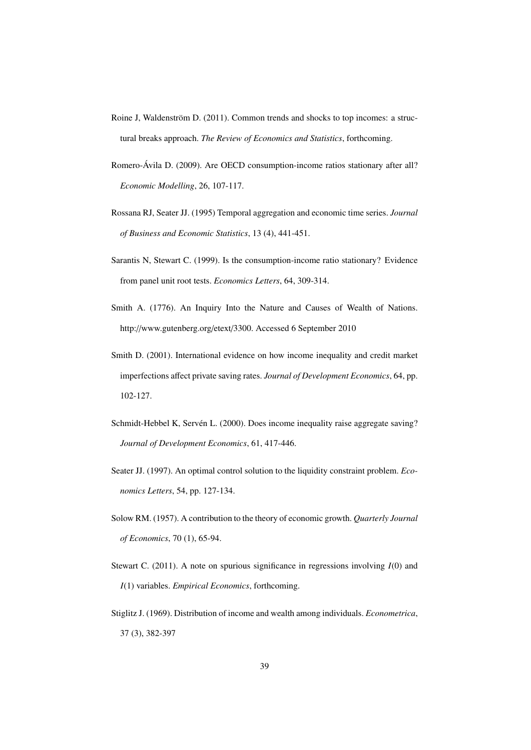Roine J, Waldenström D. (2011). Common trends and shocks to top incomes: a structural breaks approach. *The Review of Economics and Statistics*, forthcoming.

Romero-Ávila D. (2009). Are OECD consumption-income ratios stationary after all? *Economic Modelling*, 26, 107-117.

Rossana RJ, Seater JJ. (1995) Temporal aggregation and economic time series. *Journal of Business and Economic Statistics*, 13 (4), 441-451.

Sarantis N, Stewart C. (1999). Is the consumption-income ratio stationary? Evidence from panel unit root tests. *Economics Letters*, 64, 309-314.

Smith A. (1776). An Inquiry Into the Nature and Causes of Wealth of Nations. http://www.gutenberg.org/etext/3300. Accessed 6 September 2010

Smith D. (2001). International evidence on how income inequality and credit market imperfections affect private saving rates. *Journal of Development Economics*, 64, pp. 102-127.

Schmidt-Hebbel K, Servén L. (2000). Does income inequality raise aggregate saving? *Journal of Development Economics*, 61, 417-446.

Seater JJ. (1997). An optimal control solution to the liquidity constraint problem. *Economics Letters*, 54, pp. 127-134.

Solow RM. (1957). A contribution to the theory of economic growth. *Quarterly Journal of Economics*, 70 (1), 65-94.

Stewart C. (2011). A note on spurious significance in regressions involving $I(0)$ and $I(1)$ variables. *Empirical Economics*, forthcoming.

Stiglitz J. (1969). Distribution of income and wealth among individuals. *Econometrica*, 37 (3), 382-397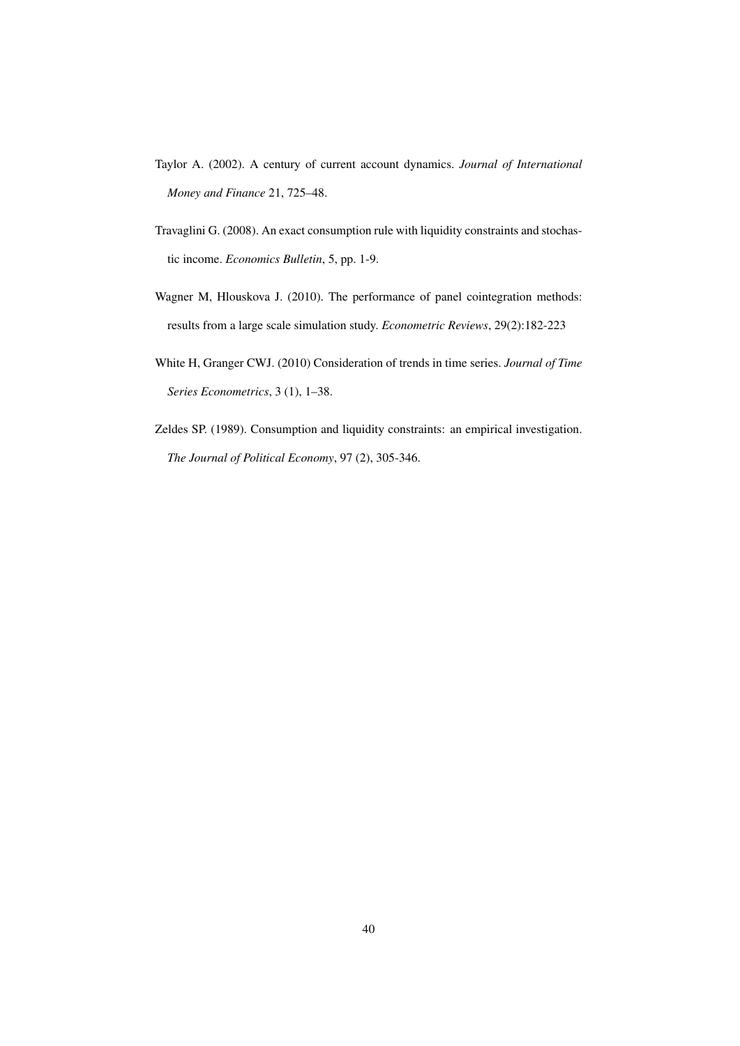Taylor A. (2002). A century of current account dynamics. *Journal of International Money and Finance* 21, 725–48.

Travaglini G. (2008). An exact consumption rule with liquidity constraints and stochastic income. *Economics Bulletin*, 5, pp. 1-9.

Wagner M, Hlouskova J. (2010). The performance of panel cointegration methods: results from a large scale simulation study. *Econometric Reviews*, 29(2):182-223

White H, Granger CWJ. (2010) Consideration of trends in time series. *Journal of Time Series Econometrics*, 3 (1), 1–38.

Zeldes SP. (1989). Consumption and liquidity constraints: an empirical investigation. *The Journal of Political Economy*, 97 (2), 305-346.